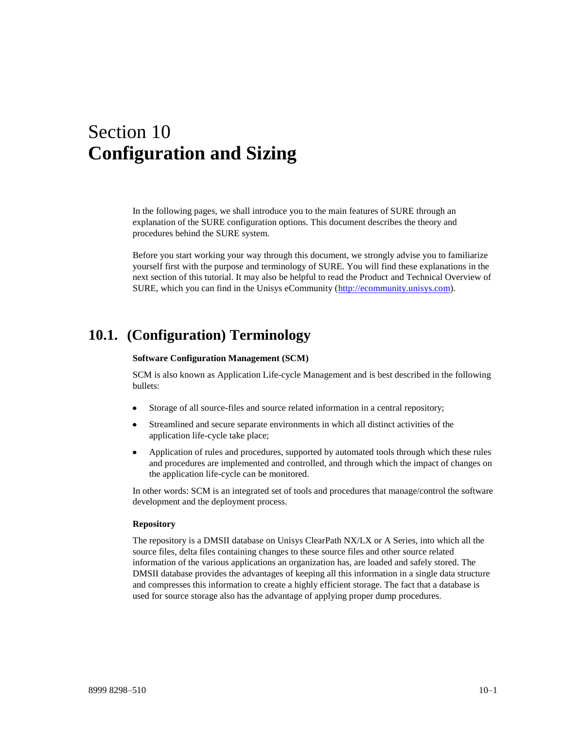# Section 10
# **Configuration and Sizing**

In the following pages, we shall introduce you to the main features of SURE through an explanation of the SURE configuration options. This document describes the theory and procedures behind the SURE system.

Before you start working your way through this document, we strongly advise you to familiarize yourself first with the purpose and terminology of SURE. You will find these explanations in the next section of this tutorial. It may also be helpful to read the Product and Technical Overview of SURE, which you can find in the Unisys eCommunity (http://ecommunity.unisys.com).

## 10.1. (Configuration) Terminology

**Software Configuration Management (SCM)**

SCM is also known as Application Life-cycle Management and is best described in the following bullets:

- Storage of all source-files and source related information in a central repository;
- Streamlined and secure separate environments in which all distinct activities of the application life-cycle take place;
- Application of rules and procedures, supported by automated tools through which these rules and procedures are implemented and controlled, and through which the impact of changes on the application life-cycle can be monitored.

In other words: SCM is an integrated set of tools and procedures that manage/control the software development and the deployment process.

**Repository**

The repository is a DMSII database on Unisys ClearPath NX/LX or A Series, into which all the source files, delta files containing changes to these source files and other source related information of the various applications an organization has, are loaded and safely stored. The DMSII database provides the advantages of keeping all this information in a single data structure and compresses this information to create a highly efficient storage. The fact that a database is used for source storage also has the advantage of applying proper dump procedures.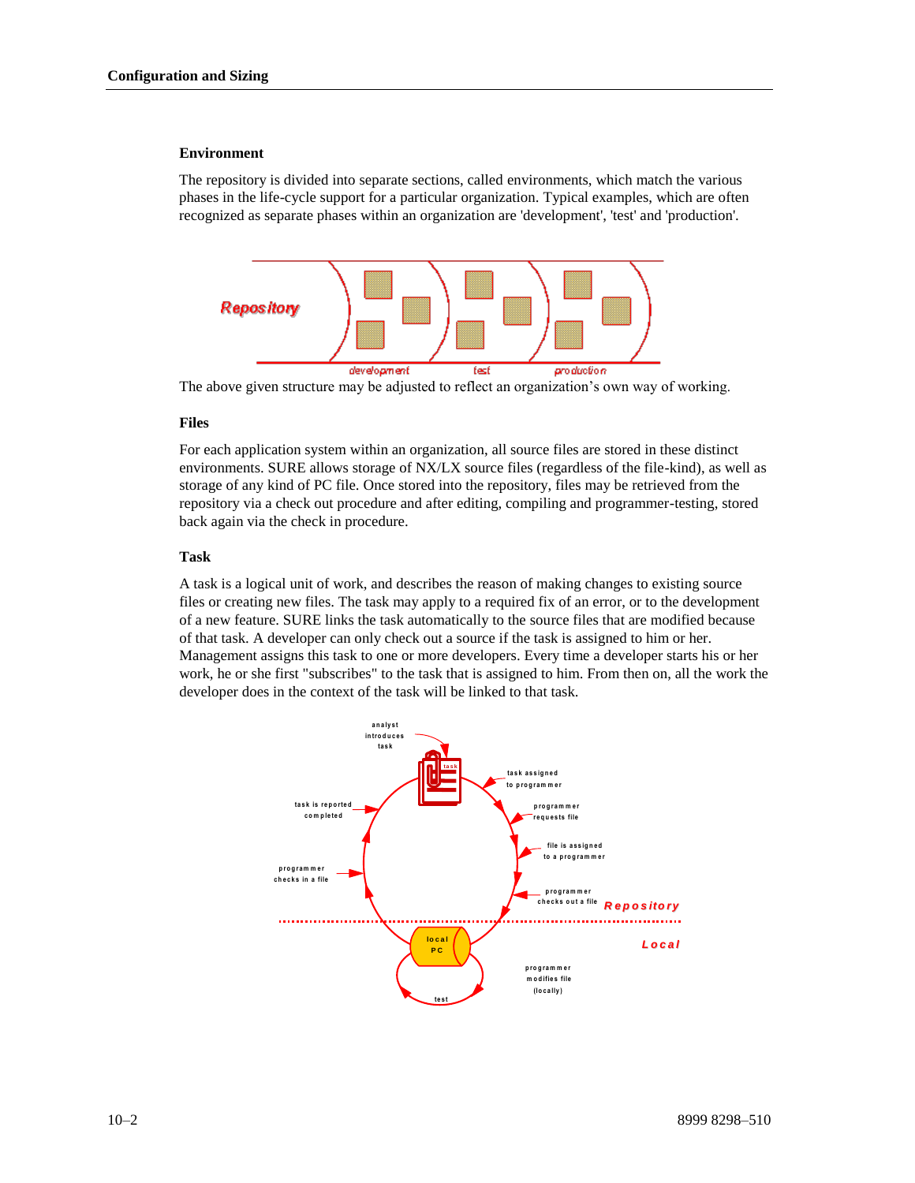### Environment

The repository is divided into separate sections, called environments, which match the various phases in the life-cycle support for a particular organization. Typical examples, which are often recognized as separate phases within an organization are 'development', 'test' and 'production'.

The above given structure may be adjusted to reflect an organization's own way of working.

### Files

For each application system within an organization, all source files are stored in these distinct environments. SURE allows storage of NX/LX source files (regardless of the file-kind), as well as storage of any kind of PC file. Once stored into the repository, files may be retrieved from the repository via a check out procedure and after editing, compiling and programmer-testing, stored back again via the check in procedure.

### Task

A task is a logical unit of work, and describes the reason of making changes to existing source files or creating new files. The task may apply to a required fix of an error, or to the development of a new feature. SURE links the task automatically to the source files that are modified because of that task. A developer can only check out a source if the task is assigned to him or her. Management assigns this task to one or more developers. Every time a developer starts his or her work, he or she first "subscribes" to the task that is assigned to him. From then on, all the work the developer does in the context of the task will be linked to that task.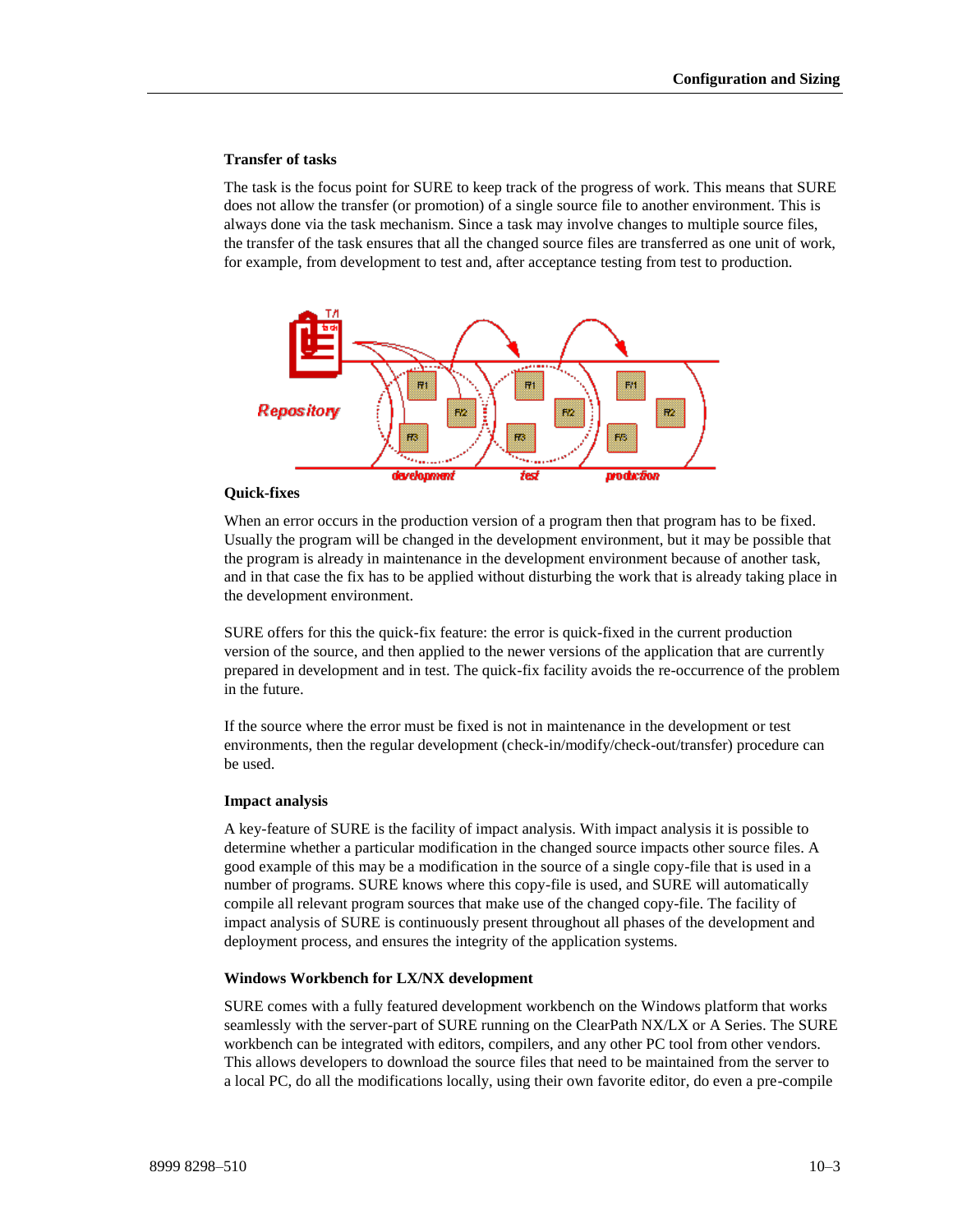### Transfer of tasks

The task is the focus point for SURE to keep track of the progress of work. This means that SURE does not allow the transfer (or promotion) of a single source file to another environment. This is always done via the task mechanism. Since a task may involve changes to multiple source files, the transfer of the task ensures that all the changed source files are transferred as one unit of work, for example, from development to test and, after acceptance testing from test to production.

### Quick-fixes

When an error occurs in the production version of a program then that program has to be fixed. Usually the program will be changed in the development environment, but it may be possible that the program is already in maintenance in the development environment because of another task, and in that case the fix has to be applied without disturbing the work that is already taking place in the development environment.

SURE offers for this the quick-fix feature: the error is quick-fixed in the current production version of the source, and then applied to the newer versions of the application that are currently prepared in development and in test. The quick-fix facility avoids the re-occurrence of the problem in the future.

If the source where the error must be fixed is not in maintenance in the development or test environments, then the regular development (check-in/modify/check-out/transfer) procedure can be used.

### Impact analysis

A key-feature of SURE is the facility of impact analysis. With impact analysis it is possible to determine whether a particular modification in the changed source impacts other source files. A good example of this may be a modification in the source of a single copy-file that is used in a number of programs. SURE knows where this copy-file is used, and SURE will automatically compile all relevant program sources that make use of the changed copy-file. The facility of impact analysis of SURE is continuously present throughout all phases of the development and deployment process, and ensures the integrity of the application systems.

### Windows Workbench for LX/NX development

SURE comes with a fully featured development workbench on the Windows platform that works seamlessly with the server-part of SURE running on the ClearPath NX/LX or A Series. The SURE workbench can be integrated with editors, compilers, and any other PC tool from other vendors. This allows developers to download the source files that need to be maintained from the server to a local PC, do all the modifications locally, using their own favorite editor, do even a pre-compile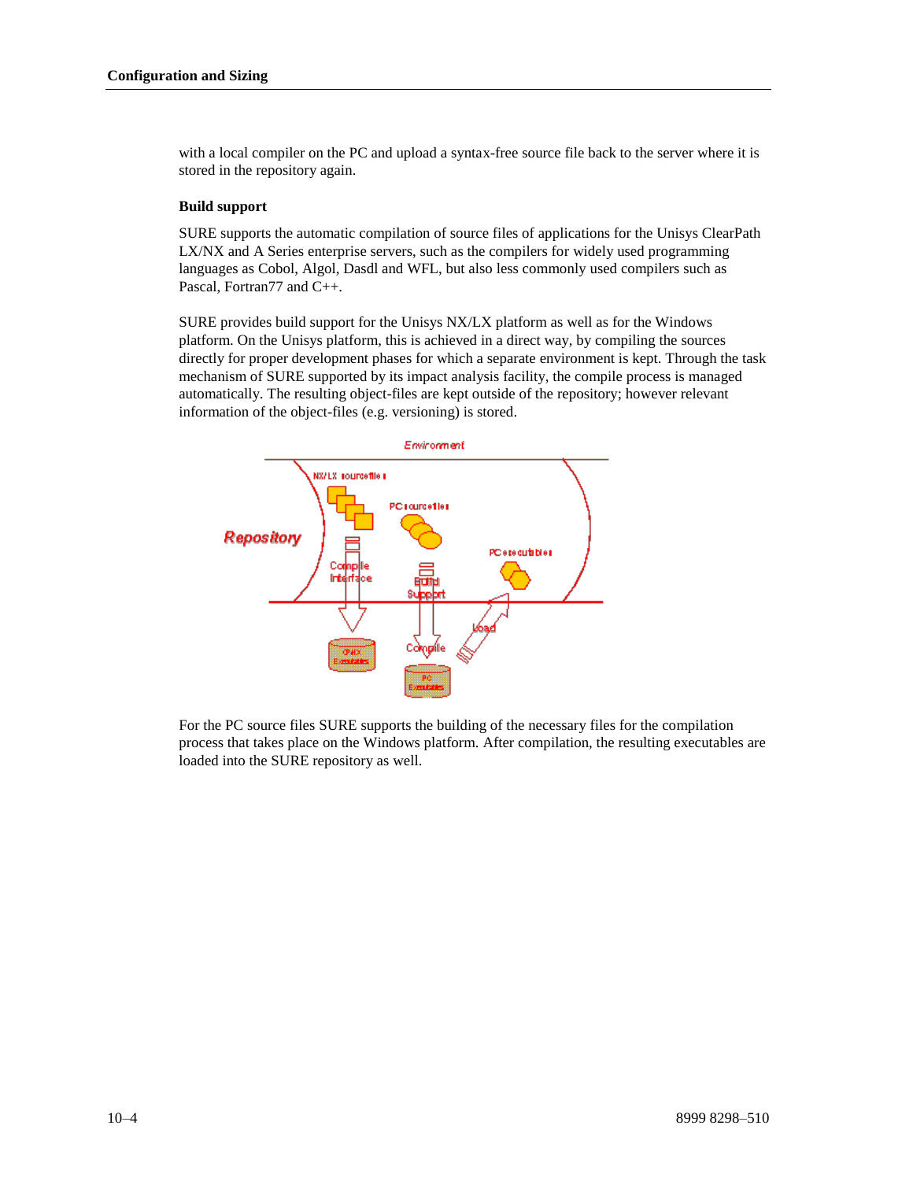with a local compiler on the PC and upload a syntax-free source file back to the server where it is stored in the repository again.

### Build support

SURE supports the automatic compilation of source files of applications for the Unisys ClearPath LX/NX and A Series enterprise servers, such as the compilers for widely used programming languages as Cobol, Algol, Dasdl and WFL, but also less commonly used compilers such as Pascal, Fortran77 and C++.

SURE provides build support for the Unisys NX/LX platform as well as for the Windows platform. On the Unisys platform, this is achieved in a direct way, by compiling the sources directly for proper development phases for which a separate environment is kept. Through the task mechanism of SURE supported by its impact analysis facility, the compile process is managed automatically. The resulting object-files are kept outside of the repository; however relevant information of the object-files (e.g. versioning) is stored.

For the PC source files SURE supports the building of the necessary files for the compilation process that takes place on the Windows platform. After compilation, the resulting executables are loaded into the SURE repository as well.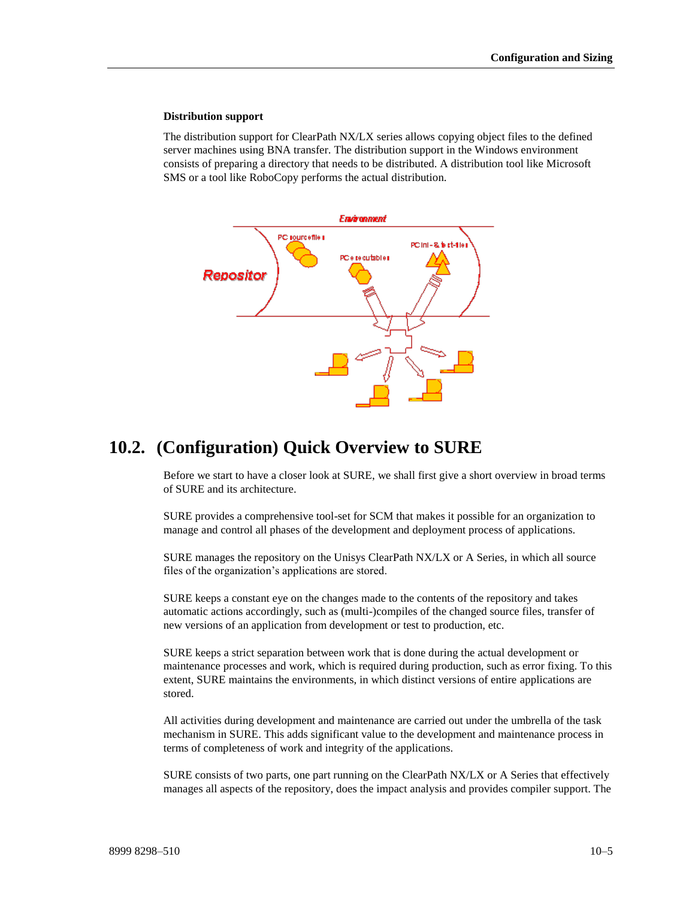**Distribution support**

The distribution support for ClearPath NX/LX series allows copying object files to the defined server machines using BNA transfer. The distribution support in the Windows environment consists of preparing a directory that needs to be distributed. A distribution tool like Microsoft SMS or a tool like RoboCopy performs the actual distribution.

## 10.2. (Configuration) Quick Overview to SURE

Before we start to have a closer look at SURE, we shall first give a short overview in broad terms of SURE and its architecture.

SURE provides a comprehensive tool-set for SCM that makes it possible for an organization to manage and control all phases of the development and deployment process of applications.

SURE manages the repository on the Unisys ClearPath NX/LX or A Series, in which all source files of the organization's applications are stored.

SURE keeps a constant eye on the changes made to the contents of the repository and takes automatic actions accordingly, such as (multi-)compiles of the changed source files, transfer of new versions of an application from development or test to production, etc.

SURE keeps a strict separation between work that is done during the actual development or maintenance processes and work, which is required during production, such as error fixing. To this extent, SURE maintains the environments, in which distinct versions of entire applications are stored.

All activities during development and maintenance are carried out under the umbrella of the task mechanism in SURE. This adds significant value to the development and maintenance process in terms of completeness of work and integrity of the applications.

SURE consists of two parts, one part running on the ClearPath NX/LX or A Series that effectively manages all aspects of the repository, does the impact analysis and provides compiler support. The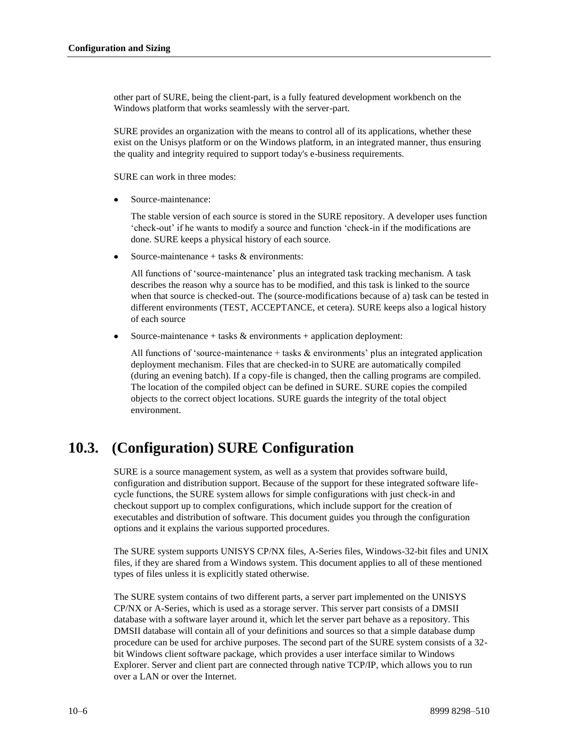other part of SURE, being the client-part, is a fully featured development workbench on the Windows platform that works seamlessly with the server-part.

SURE provides an organization with the means to control all of its applications, whether these exist on the Unisys platform or on the Windows platform, in an integrated manner, thus ensuring the quality and integrity required to support today's e-business requirements.

SURE can work in three modes:

- Source-maintenance:

  The stable version of each source is stored in the SURE repository. A developer uses function 'check-out' if he wants to modify a source and function 'check-in if the modifications are done. SURE keeps a physical history of each source.

- Source-maintenance + tasks & environments:

  All functions of 'source-maintenance' plus an integrated task tracking mechanism. A task describes the reason why a source has to be modified, and this task is linked to the source when that source is checked-out. The (source-modifications because of a) task can be tested in different environments (TEST, ACCEPTANCE, et cetera). SURE keeps also a logical history of each source

- Source-maintenance + tasks & environments + application deployment:

  All functions of 'source-maintenance + tasks & environments' plus an integrated application deployment mechanism. Files that are checked-in to SURE are automatically compiled (during an evening batch). If a copy-file is changed, then the calling programs are compiled. The location of the compiled object can be defined in SURE. SURE copies the compiled objects to the correct object locations. SURE guards the integrity of the total object environment.

## 10.3. (Configuration) SURE Configuration

SURE is a source management system, as well as a system that provides software build, configuration and distribution support. Because of the support for these integrated software life-cycle functions, the SURE system allows for simple configurations with just check-in and checkout support up to complex configurations, which include support for the creation of executables and distribution of software. This document guides you through the configuration options and it explains the various supported procedures.

The SURE system supports UNISYS CP/NX files, A-Series files, Windows-32-bit files and UNIX files, if they are shared from a Windows system. This document applies to all of these mentioned types of files unless it is explicitly stated otherwise.

The SURE system contains of two different parts, a server part implemented on the UNISYS CP/NX or A-Series, which is used as a storage server. This server part consists of a DMSII database with a software layer around it, which let the server part behave as a repository. This DMSII database will contain all of your definitions and sources so that a simple database dump procedure can be used for archive purposes. The second part of the SURE system consists of a 32-bit Windows client software package, which provides a user interface similar to Windows Explorer. Server and client part are connected through native TCP/IP, which allows you to run over a LAN or over the Internet.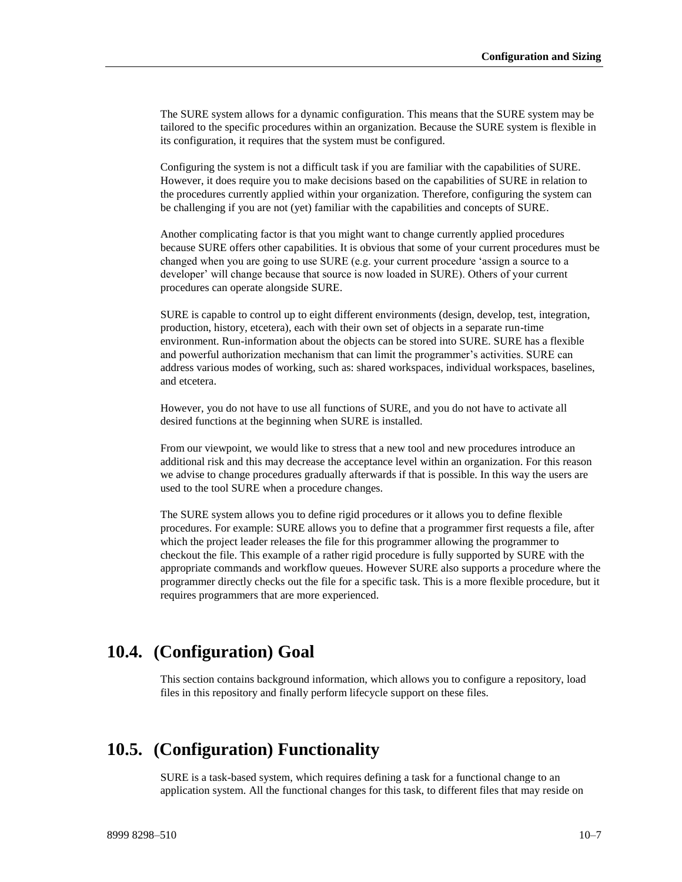The SURE system allows for a dynamic configuration. This means that the SURE system may be tailored to the specific procedures within an organization. Because the SURE system is flexible in its configuration, it requires that the system must be configured.

Configuring the system is not a difficult task if you are familiar with the capabilities of SURE. However, it does require you to make decisions based on the capabilities of SURE in relation to the procedures currently applied within your organization. Therefore, configuring the system can be challenging if you are not (yet) familiar with the capabilities and concepts of SURE.

Another complicating factor is that you might want to change currently applied procedures because SURE offers other capabilities. It is obvious that some of your current procedures must be changed when you are going to use SURE (e.g. your current procedure 'assign a source to a developer' will change because that source is now loaded in SURE). Others of your current procedures can operate alongside SURE.

SURE is capable to control up to eight different environments (design, develop, test, integration, production, history, etcetera), each with their own set of objects in a separate run-time environment. Run-information about the objects can be stored into SURE. SURE has a flexible and powerful authorization mechanism that can limit the programmer's activities. SURE can address various modes of working, such as: shared workspaces, individual workspaces, baselines, and etcetera.

However, you do not have to use all functions of SURE, and you do not have to activate all desired functions at the beginning when SURE is installed.

From our viewpoint, we would like to stress that a new tool and new procedures introduce an additional risk and this may decrease the acceptance level within an organization. For this reason we advise to change procedures gradually afterwards if that is possible. In this way the users are used to the tool SURE when a procedure changes.

The SURE system allows you to define rigid procedures or it allows you to define flexible procedures. For example: SURE allows you to define that a programmer first requests a file, after which the project leader releases the file for this programmer allowing the programmer to checkout the file. This example of a rather rigid procedure is fully supported by SURE with the appropriate commands and workflow queues. However SURE also supports a procedure where the programmer directly checks out the file for a specific task. This is a more flexible procedure, but it requires programmers that are more experienced.

## 10.4. (Configuration) Goal

This section contains background information, which allows you to configure a repository, load files in this repository and finally perform lifecycle support on these files.

## 10.5. (Configuration) Functionality

SURE is a task-based system, which requires defining a task for a functional change to an application system. All the functional changes for this task, to different files that may reside on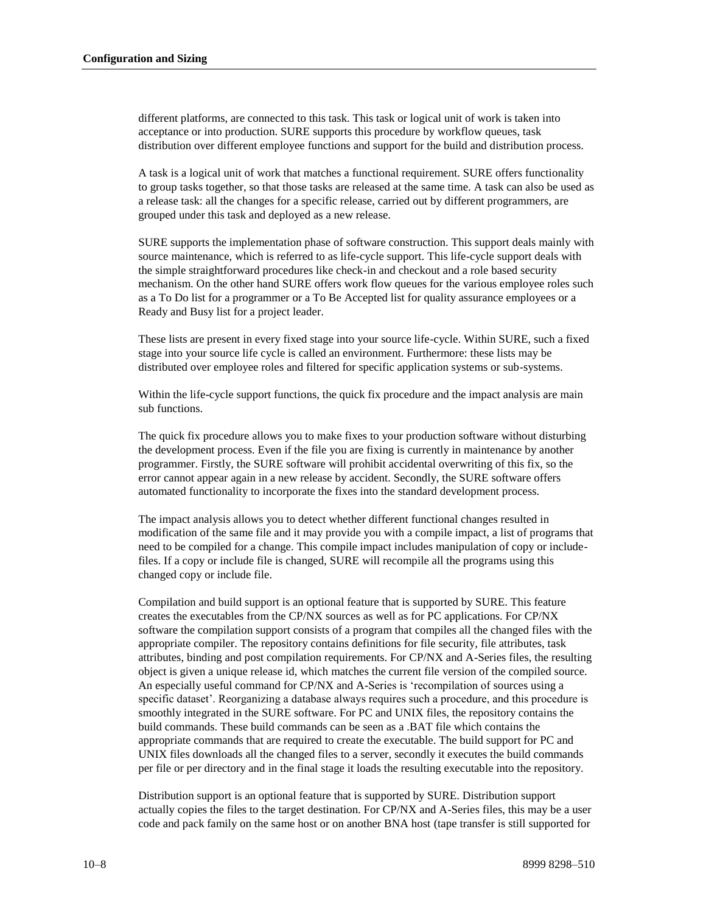different platforms, are connected to this task. This task or logical unit of work is taken into acceptance or into production. SURE supports this procedure by workflow queues, task distribution over different employee functions and support for the build and distribution process.

A task is a logical unit of work that matches a functional requirement. SURE offers functionality to group tasks together, so that those tasks are released at the same time. A task can also be used as a release task: all the changes for a specific release, carried out by different programmers, are grouped under this task and deployed as a new release.

SURE supports the implementation phase of software construction. This support deals mainly with source maintenance, which is referred to as life-cycle support. This life-cycle support deals with the simple straightforward procedures like check-in and checkout and a role based security mechanism. On the other hand SURE offers work flow queues for the various employee roles such as a To Do list for a programmer or a To Be Accepted list for quality assurance employees or a Ready and Busy list for a project leader.

These lists are present in every fixed stage into your source life-cycle. Within SURE, such a fixed stage into your source life cycle is called an environment. Furthermore: these lists may be distributed over employee roles and filtered for specific application systems or sub-systems.

Within the life-cycle support functions, the quick fix procedure and the impact analysis are main sub functions.

The quick fix procedure allows you to make fixes to your production software without disturbing the development process. Even if the file you are fixing is currently in maintenance by another programmer. Firstly, the SURE software will prohibit accidental overwriting of this fix, so the error cannot appear again in a new release by accident. Secondly, the SURE software offers automated functionality to incorporate the fixes into the standard development process.

The impact analysis allows you to detect whether different functional changes resulted in modification of the same file and it may provide you with a compile impact, a list of programs that need to be compiled for a change. This compile impact includes manipulation of copy or include-files. If a copy or include file is changed, SURE will recompile all the programs using this changed copy or include file.

Compilation and build support is an optional feature that is supported by SURE. This feature creates the executables from the CP/NX sources as well as for PC applications. For CP/NX software the compilation support consists of a program that compiles all the changed files with the appropriate compiler. The repository contains definitions for file security, file attributes, task attributes, binding and post compilation requirements. For CP/NX and A-Series files, the resulting object is given a unique release id, which matches the current file version of the compiled source. An especially useful command for CP/NX and A-Series is 'recompilation of sources using a specific dataset'. Reorganizing a database always requires such a procedure, and this procedure is smoothly integrated in the SURE software. For PC and UNIX files, the repository contains the build commands. These build commands can be seen as a .BAT file which contains the appropriate commands that are required to create the executable. The build support for PC and UNIX files downloads all the changed files to a server, secondly it executes the build commands per file or per directory and in the final stage it loads the resulting executable into the repository.

Distribution support is an optional feature that is supported by SURE. Distribution support actually copies the files to the target destination. For CP/NX and A-Series files, this may be a user code and pack family on the same host or on another BNA host (tape transfer is still supported for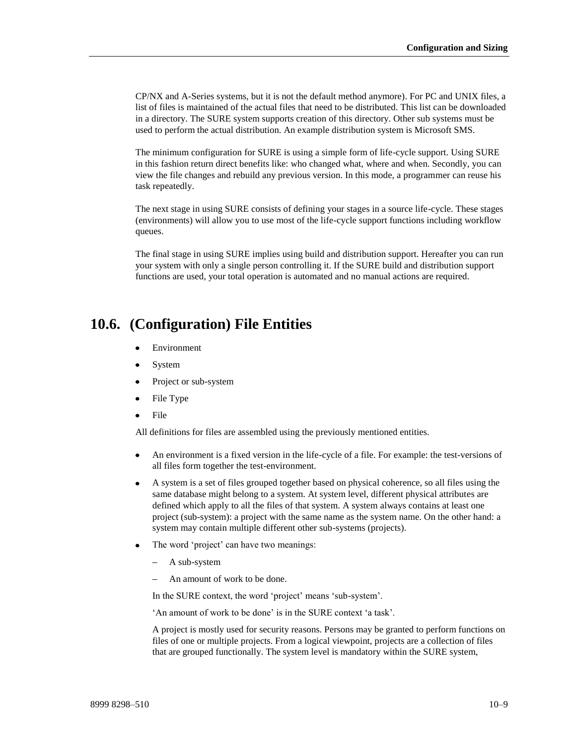CP/NX and A-Series systems, but it is not the default method anymore). For PC and UNIX files, a list of files is maintained of the actual files that need to be distributed. This list can be downloaded in a directory. The SURE system supports creation of this directory. Other sub systems must be used to perform the actual distribution. An example distribution system is Microsoft SMS.

The minimum configuration for SURE is using a simple form of life-cycle support. Using SURE in this fashion return direct benefits like: who changed what, where and when. Secondly, you can view the file changes and rebuild any previous version. In this mode, a programmer can reuse his task repeatedly.

The next stage in using SURE consists of defining your stages in a source life-cycle. These stages (environments) will allow you to use most of the life-cycle support functions including workflow queues.

The final stage in using SURE implies using build and distribution support. Hereafter you can run your system with only a single person controlling it. If the SURE build and distribution support functions are used, your total operation is automated and no manual actions are required.

## 10.6. (Configuration) File Entities

- Environment
- System
- Project or sub-system
- File Type
- File

All definitions for files are assembled using the previously mentioned entities.

- An environment is a fixed version in the life-cycle of a file. For example: the test-versions of all files form together the test-environment.
- A system is a set of files grouped together based on physical coherence, so all files using the same database might belong to a system. At system level, different physical attributes are defined which apply to all the files of that system. A system always contains at least one project (sub-system): a project with the same name as the system name. On the other hand: a system may contain multiple different other sub-systems (projects).
- The word 'project' can have two meanings:
  - A sub-system
  - An amount of work to be done.

  In the SURE context, the word 'project' means 'sub-system'.

  'An amount of work to be done' is in the SURE context 'a task'.

  A project is mostly used for security reasons. Persons may be granted to perform functions on files of one or multiple projects. From a logical viewpoint, projects are a collection of files that are grouped functionally. The system level is mandatory within the SURE system,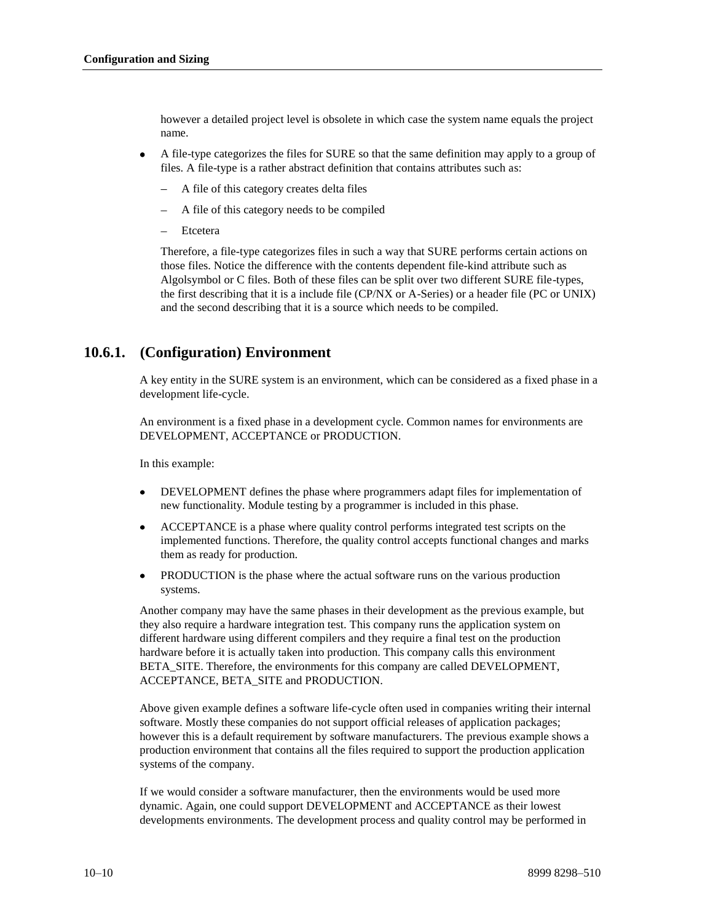however a detailed project level is obsolete in which case the system name equals the project name.

- A file-type categorizes the files for SURE so that the same definition may apply to a group of files. A file-type is a rather abstract definition that contains attributes such as:
  - A file of this category creates delta files
  - A file of this category needs to be compiled
  - Etcetera

  Therefore, a file-type categorizes files in such a way that SURE performs certain actions on those files. Notice the difference with the contents dependent file-kind attribute such as Algolsymbol or C files. Both of these files can be split over two different SURE file-types, the first describing that it is a include file (CP/NX or A-Series) or a header file (PC or UNIX) and the second describing that it is a source which needs to be compiled.

## 10.6.1. (Configuration) Environment

A key entity in the SURE system is an environment, which can be considered as a fixed phase in a development life-cycle.

An environment is a fixed phase in a development cycle. Common names for environments are DEVELOPMENT, ACCEPTANCE or PRODUCTION.

In this example:

- DEVELOPMENT defines the phase where programmers adapt files for implementation of new functionality. Module testing by a programmer is included in this phase.
- ACCEPTANCE is a phase where quality control performs integrated test scripts on the implemented functions. Therefore, the quality control accepts functional changes and marks them as ready for production.
- PRODUCTION is the phase where the actual software runs on the various production systems.

Another company may have the same phases in their development as the previous example, but they also require a hardware integration test. This company runs the application system on different hardware using different compilers and they require a final test on the production hardware before it is actually taken into production. This company calls this environment BETA_SITE. Therefore, the environments for this company are called DEVELOPMENT, ACCEPTANCE, BETA_SITE and PRODUCTION.

Above given example defines a software life-cycle often used in companies writing their internal software. Mostly these companies do not support official releases of application packages; however this is a default requirement by software manufacturers. The previous example shows a production environment that contains all the files required to support the production application systems of the company.

If we would consider a software manufacturer, then the environments would be used more dynamic. Again, one could support DEVELOPMENT and ACCEPTANCE as their lowest developments environments. The development process and quality control may be performed in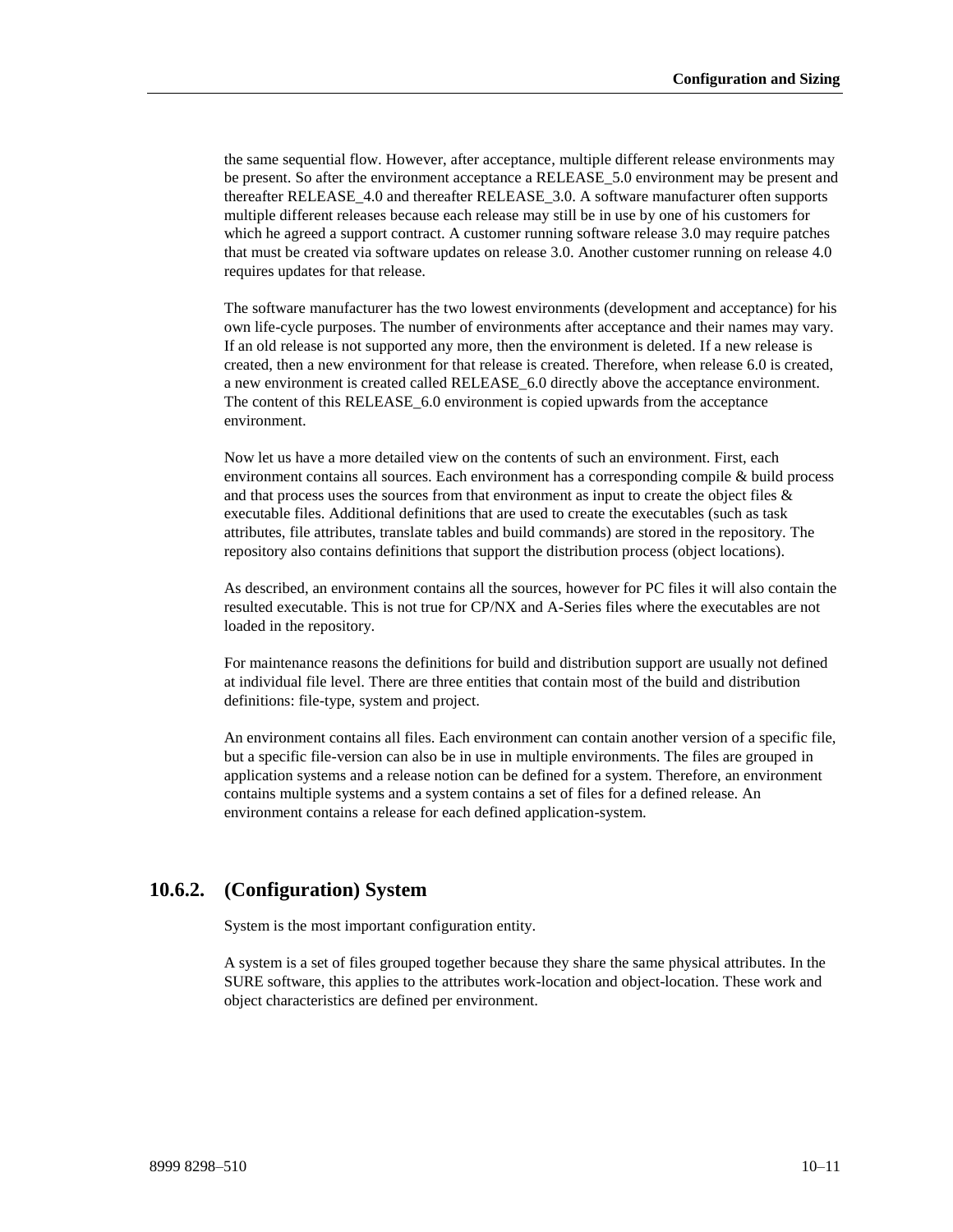the same sequential flow. However, after acceptance, multiple different release environments may be present. So after the environment acceptance a RELEASE_5.0 environment may be present and thereafter RELEASE_4.0 and thereafter RELEASE_3.0. A software manufacturer often supports multiple different releases because each release may still be in use by one of his customers for which he agreed a support contract. A customer running software release 3.0 may require patches that must be created via software updates on release 3.0. Another customer running on release 4.0 requires updates for that release.

The software manufacturer has the two lowest environments (development and acceptance) for his own life-cycle purposes. The number of environments after acceptance and their names may vary. If an old release is not supported any more, then the environment is deleted. If a new release is created, then a new environment for that release is created. Therefore, when release 6.0 is created, a new environment is created called RELEASE_6.0 directly above the acceptance environment. The content of this RELEASE_6.0 environment is copied upwards from the acceptance environment.

Now let us have a more detailed view on the contents of such an environment. First, each environment contains all sources. Each environment has a corresponding compile & build process and that process uses the sources from that environment as input to create the object files & executable files. Additional definitions that are used to create the executables (such as task attributes, file attributes, translate tables and build commands) are stored in the repository. The repository also contains definitions that support the distribution process (object locations).

As described, an environment contains all the sources, however for PC files it will also contain the resulted executable. This is not true for CP/NX and A-Series files where the executables are not loaded in the repository.

For maintenance reasons the definitions for build and distribution support are usually not defined at individual file level. There are three entities that contain most of the build and distribution definitions: file-type, system and project.

An environment contains all files. Each environment can contain another version of a specific file, but a specific file-version can also be in use in multiple environments. The files are grouped in application systems and a release notion can be defined for a system. Therefore, an environment contains multiple systems and a system contains a set of files for a defined release. An environment contains a release for each defined application-system.

## 10.6.2. (Configuration) System

System is the most important configuration entity.

A system is a set of files grouped together because they share the same physical attributes. In the SURE software, this applies to the attributes work-location and object-location. These work and object characteristics are defined per environment.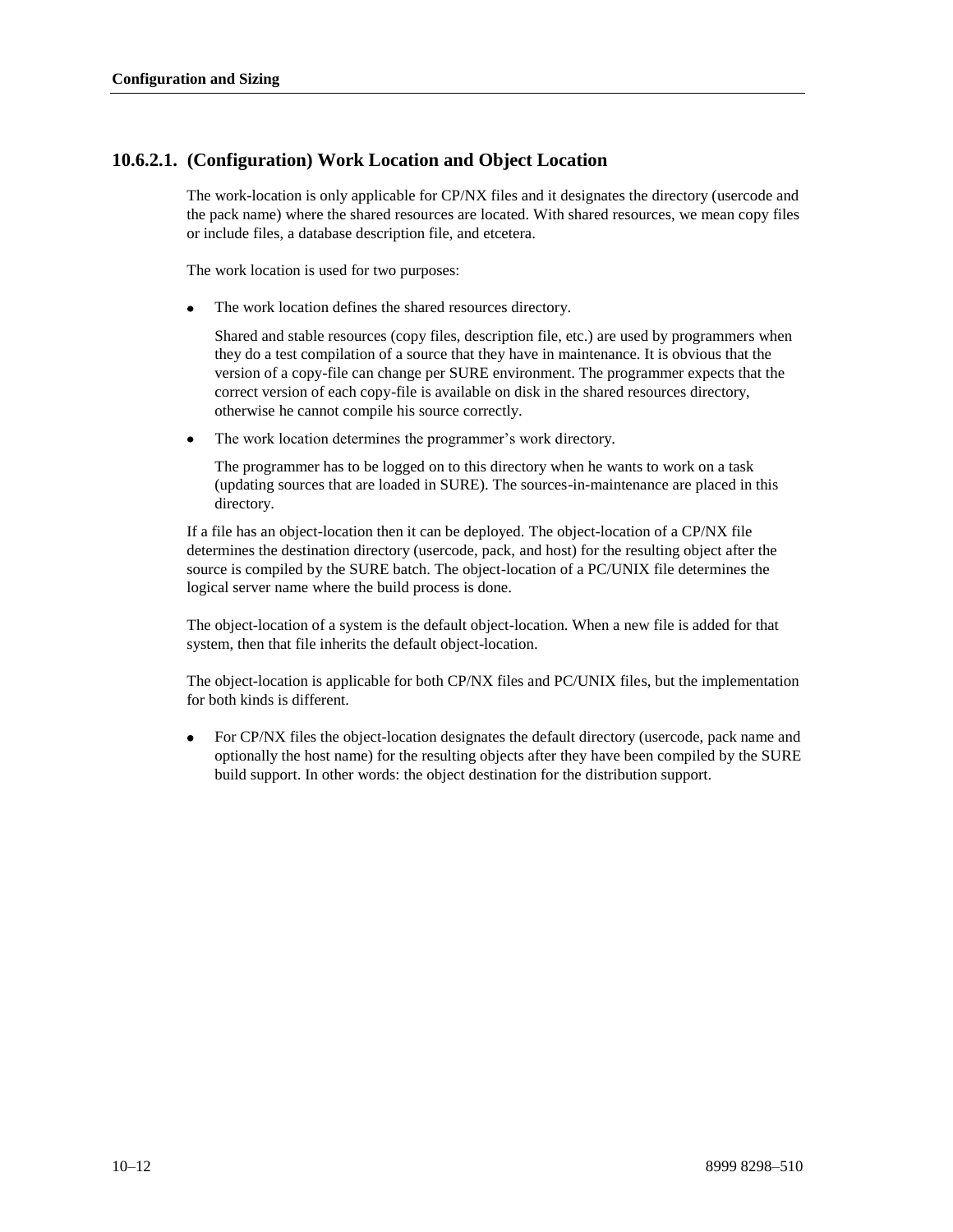### 10.6.2.1. (Configuration) Work Location and Object Location

The work-location is only applicable for CP/NX files and it designates the directory (usercode and the pack name) where the shared resources are located. With shared resources, we mean copy files or include files, a database description file, and etcetera.

The work location is used for two purposes:

- The work location defines the shared resources directory.

  Shared and stable resources (copy files, description file, etc.) are used by programmers when they do a test compilation of a source that they have in maintenance. It is obvious that the version of a copy-file can change per SURE environment. The programmer expects that the correct version of each copy-file is available on disk in the shared resources directory, otherwise he cannot compile his source correctly.

- The work location determines the programmer's work directory.

  The programmer has to be logged on to this directory when he wants to work on a task (updating sources that are loaded in SURE). The sources-in-maintenance are placed in this directory.

If a file has an object-location then it can be deployed. The object-location of a CP/NX file determines the destination directory (usercode, pack, and host) for the resulting object after the source is compiled by the SURE batch. The object-location of a PC/UNIX file determines the logical server name where the build process is done.

The object-location of a system is the default object-location. When a new file is added for that system, then that file inherits the default object-location.

The object-location is applicable for both CP/NX files and PC/UNIX files, but the implementation for both kinds is different.

- For CP/NX files the object-location designates the default directory (usercode, pack name and optionally the host name) for the resulting objects after they have been compiled by the SURE build support. In other words: the object destination for the distribution support.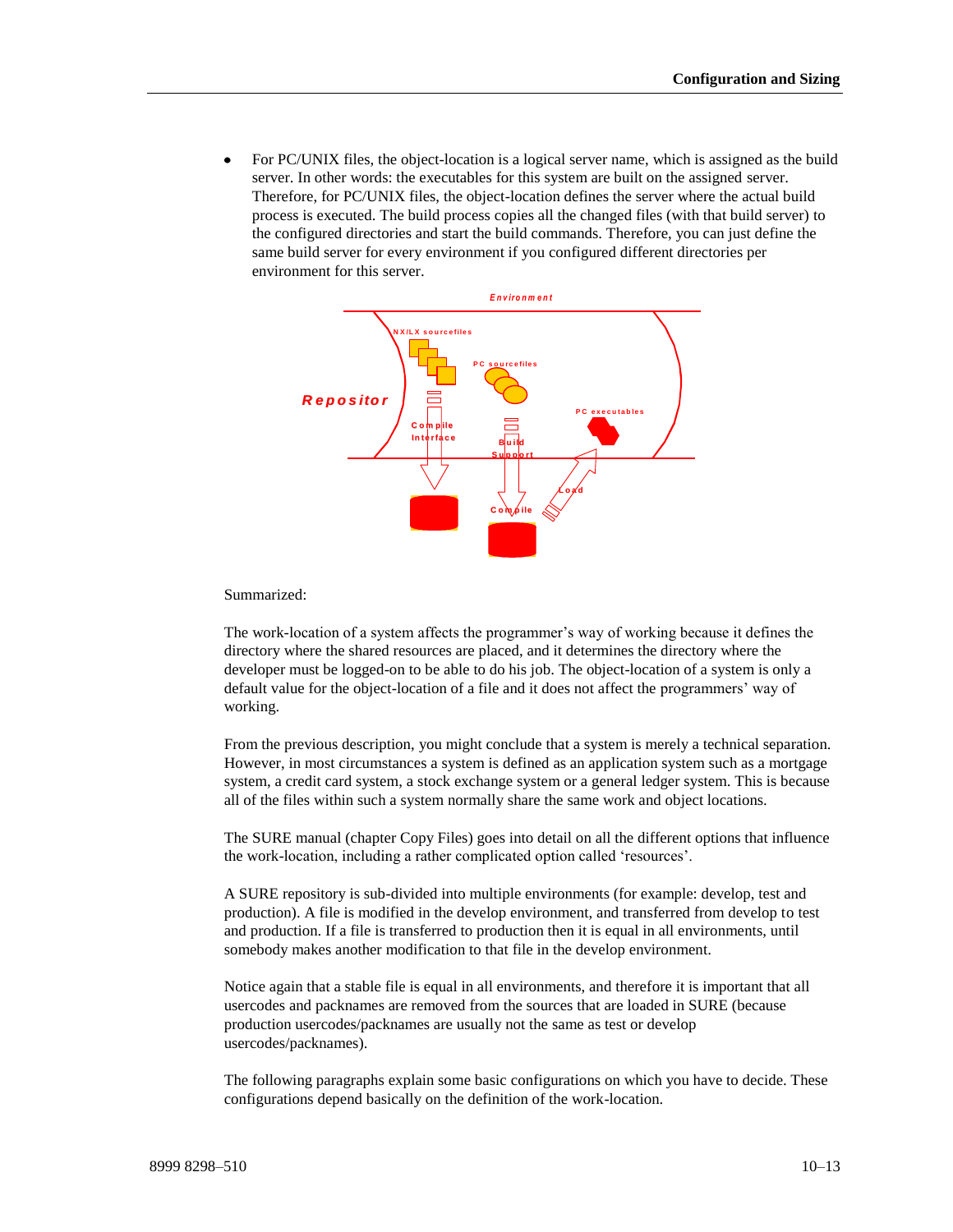- For PC/UNIX files, the object-location is a logical server name, which is assigned as the build server. In other words: the executables for this system are built on the assigned server. Therefore, for PC/UNIX files, the object-location defines the server where the actual build process is executed. The build process copies all the changed files (with that build server) to the configured directories and start the build commands. Therefore, you can just define the same build server for every environment if you configured different directories per environment for this server.

Summarized:

The work-location of a system affects the programmer's way of working because it defines the directory where the shared resources are placed, and it determines the directory where the developer must be logged-on to be able to do his job. The object-location of a system is only a default value for the object-location of a file and it does not affect the programmers' way of working.

From the previous description, you might conclude that a system is merely a technical separation. However, in most circumstances a system is defined as an application system such as a mortgage system, a credit card system, a stock exchange system or a general ledger system. This is because all of the files within such a system normally share the same work and object locations.

The SURE manual (chapter Copy Files) goes into detail on all the different options that influence the work-location, including a rather complicated option called 'resources'.

A SURE repository is sub-divided into multiple environments (for example: develop, test and production). A file is modified in the develop environment, and transferred from develop to test and production. If a file is transferred to production then it is equal in all environments, until somebody makes another modification to that file in the develop environment.

Notice again that a stable file is equal in all environments, and therefore it is important that all usercodes and packnames are removed from the sources that are loaded in SURE (because production usercodes/packnames are usually not the same as test or develop usercodes/packnames).

The following paragraphs explain some basic configurations on which you have to decide. These configurations depend basically on the definition of the work-location.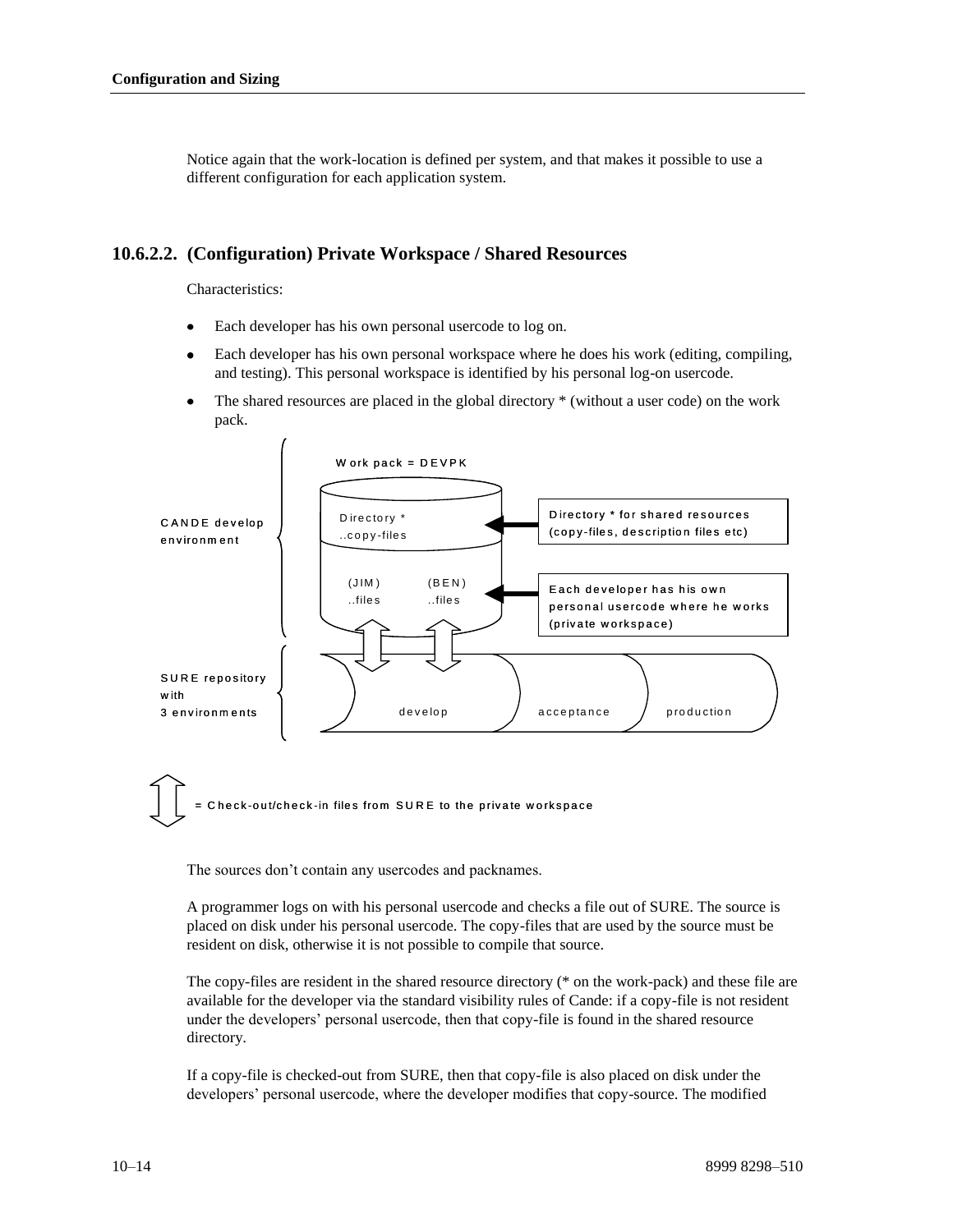Notice again that the work-location is defined per system, and that makes it possible to use a different configuration for each application system.

### 10.6.2.2. (Configuration) Private Workspace / Shared Resources

Characteristics:

- Each developer has his own personal usercode to log on.
- Each developer has his own personal workspace where he does his work (editing, compiling, and testing). This personal workspace is identified by his personal log-on usercode.
- The shared resources are placed in the global directory * (without a user code) on the work pack.

Work pack = DEVPK

CANDE develop environment

Directory *
..copy-files

Directory * for shared resources (copy-files, description files etc)

(JIM) ..files

(BEN) ..files

Each developer has his own personal usercode where he works (private workspace)

SURE repository with 3 environments

develop | acceptance | production

= Check-out/check-in files from SURE to the private workspace

The sources don't contain any usercodes and packnames.

A programmer logs on with his personal usercode and checks a file out of SURE. The source is placed on disk under his personal usercode. The copy-files that are used by the source must be resident on disk, otherwise it is not possible to compile that source.

The copy-files are resident in the shared resource directory (* on the work-pack) and these file are available for the developer via the standard visibility rules of Cande: if a copy-file is not resident under the developers' personal usercode, then that copy-file is found in the shared resource directory.

If a copy-file is checked-out from SURE, then that copy-file is also placed on disk under the developers' personal usercode, where the developer modifies that copy-source. The modified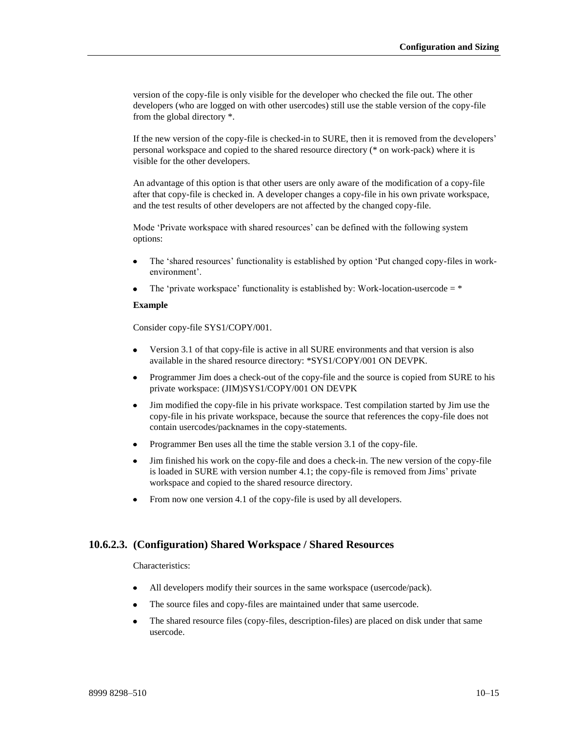version of the copy-file is only visible for the developer who checked the file out. The other developers (who are logged on with other usercodes) still use the stable version of the copy-file from the global directory *.

If the new version of the copy-file is checked-in to SURE, then it is removed from the developers' personal workspace and copied to the shared resource directory (* on work-pack) where it is visible for the other developers.

An advantage of this option is that other users are only aware of the modification of a copy-file after that copy-file is checked in. A developer changes a copy-file in his own private workspace, and the test results of other developers are not affected by the changed copy-file.

Mode 'Private workspace with shared resources' can be defined with the following system options:

- The 'shared resources' functionality is established by option 'Put changed copy-files in work-environment'.
- The 'private workspace' functionality is established by: Work-location-usercode = *

**Example**

Consider copy-file SYS1/COPY/001.

- Version 3.1 of that copy-file is active in all SURE environments and that version is also available in the shared resource directory: *SYS1/COPY/001 ON DEVPK.
- Programmer Jim does a check-out of the copy-file and the source is copied from SURE to his private workspace: (JIM)SYS1/COPY/001 ON DEVPK
- Jim modified the copy-file in his private workspace. Test compilation started by Jim use the copy-file in his private workspace, because the source that references the copy-file does not contain usercodes/packnames in the copy-statements.
- Programmer Ben uses all the time the stable version 3.1 of the copy-file.
- Jim finished his work on the copy-file and does a check-in. The new version of the copy-file is loaded in SURE with version number 4.1; the copy-file is removed from Jims' private workspace and copied to the shared resource directory.
- From now one version 4.1 of the copy-file is used by all developers.

### 10.6.2.3. (Configuration) Shared Workspace / Shared Resources

Characteristics:

- All developers modify their sources in the same workspace (usercode/pack).
- The source files and copy-files are maintained under that same usercode.
- The shared resource files (copy-files, description-files) are placed on disk under that same usercode.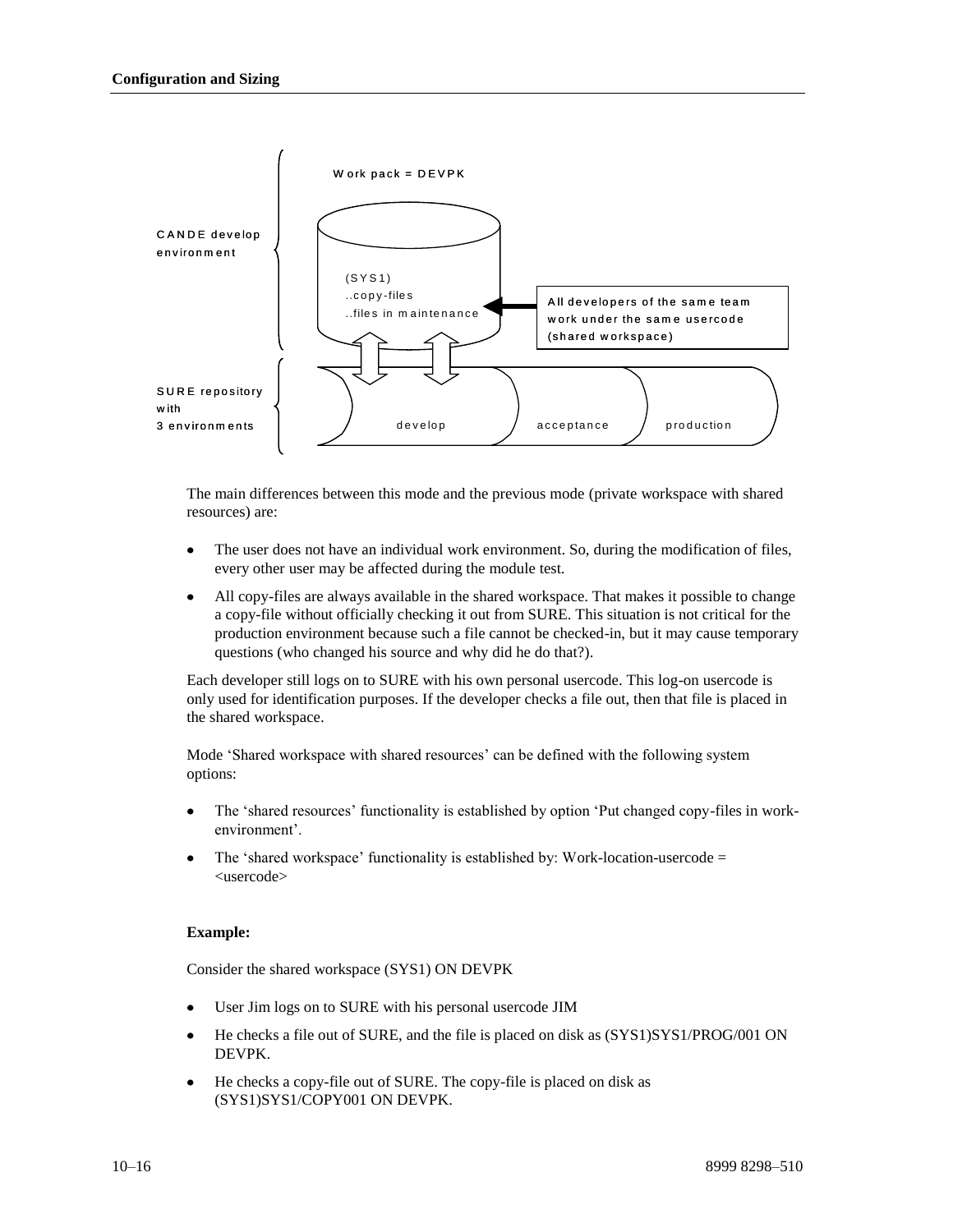The main differences between this mode and the previous mode (private workspace with shared resources) are:

- The user does not have an individual work environment. So, during the modification of files, every other user may be affected during the module test.
- All copy-files are always available in the shared workspace. That makes it possible to change a copy-file without officially checking it out from SURE. This situation is not critical for the production environment because such a file cannot be checked-in, but it may cause temporary questions (who changed his source and why did he do that?).

Each developer still logs on to SURE with his own personal usercode. This log-on usercode is only used for identification purposes. If the developer checks a file out, then that file is placed in the shared workspace.

Mode 'Shared workspace with shared resources' can be defined with the following system options:

- The 'shared resources' functionality is established by option 'Put changed copy-files in work-environment'.
- The 'shared workspace' functionality is established by: Work-location-usercode = <usercode>

**Example:**

Consider the shared workspace (SYS1) ON DEVPK

- User Jim logs on to SURE with his personal usercode JIM
- He checks a file out of SURE, and the file is placed on disk as (SYS1)SYS1/PROG/001 ON DEVPK.
- He checks a copy-file out of SURE. The copy-file is placed on disk as (SYS1)SYS1/COPY001 ON DEVPK.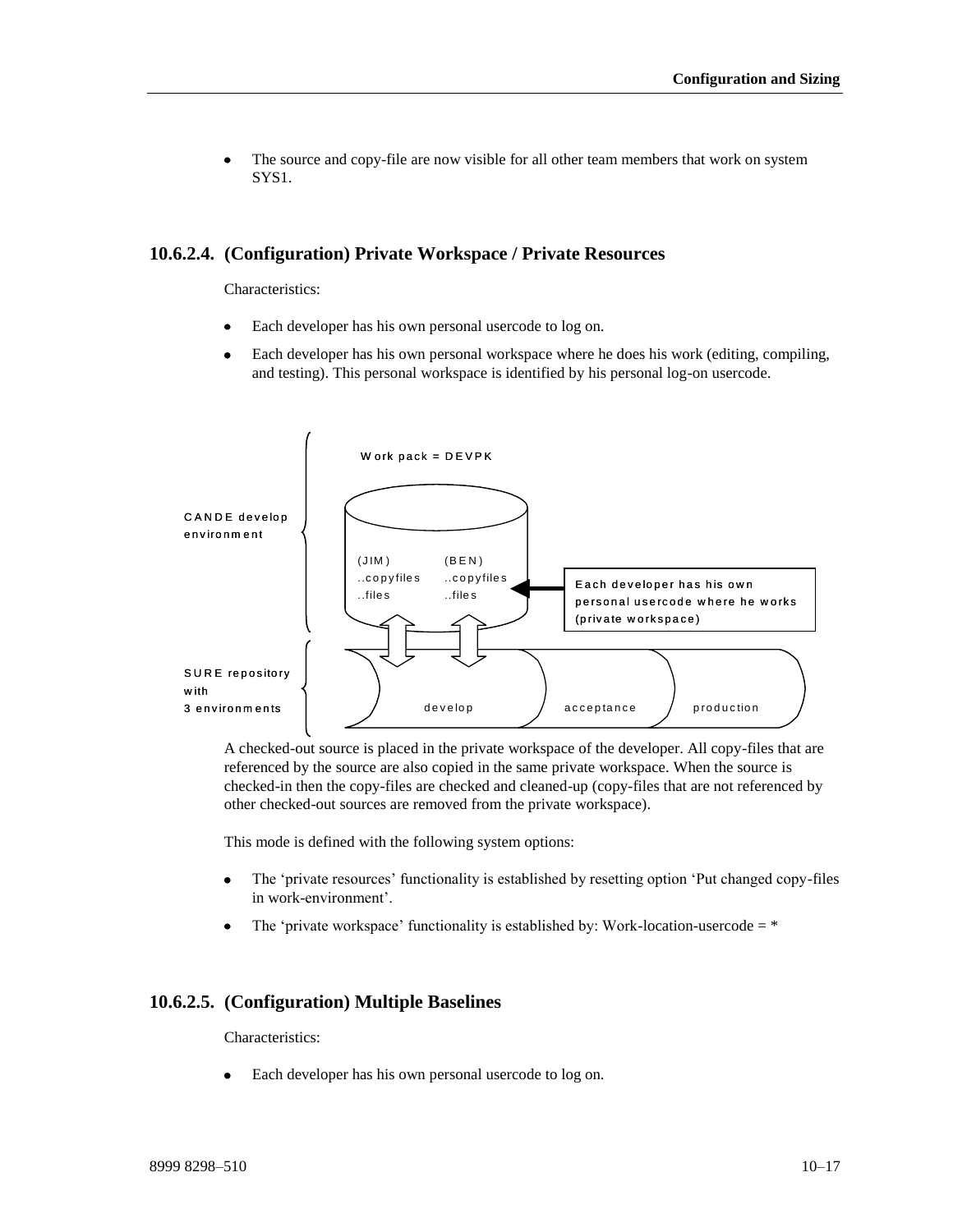- The source and copy-file are now visible for all other team members that work on system SYS1.

### 10.6.2.4. (Configuration) Private Workspace / Private Resources

Characteristics:

- Each developer has his own personal usercode to log on.
- Each developer has his own personal workspace where he does his work (editing, compiling, and testing). This personal workspace is identified by his personal log-on usercode.

A checked-out source is placed in the private workspace of the developer. All copy-files that are referenced by the source are also copied in the same private workspace. When the source is checked-in then the copy-files are checked and cleaned-up (copy-files that are not referenced by other checked-out sources are removed from the private workspace).

This mode is defined with the following system options:

- The 'private resources' functionality is established by resetting option 'Put changed copy-files in work-environment'.
- The 'private workspace' functionality is established by: Work-location-usercode = *

### 10.6.2.5. (Configuration) Multiple Baselines

Characteristics:

- Each developer has his own personal usercode to log on.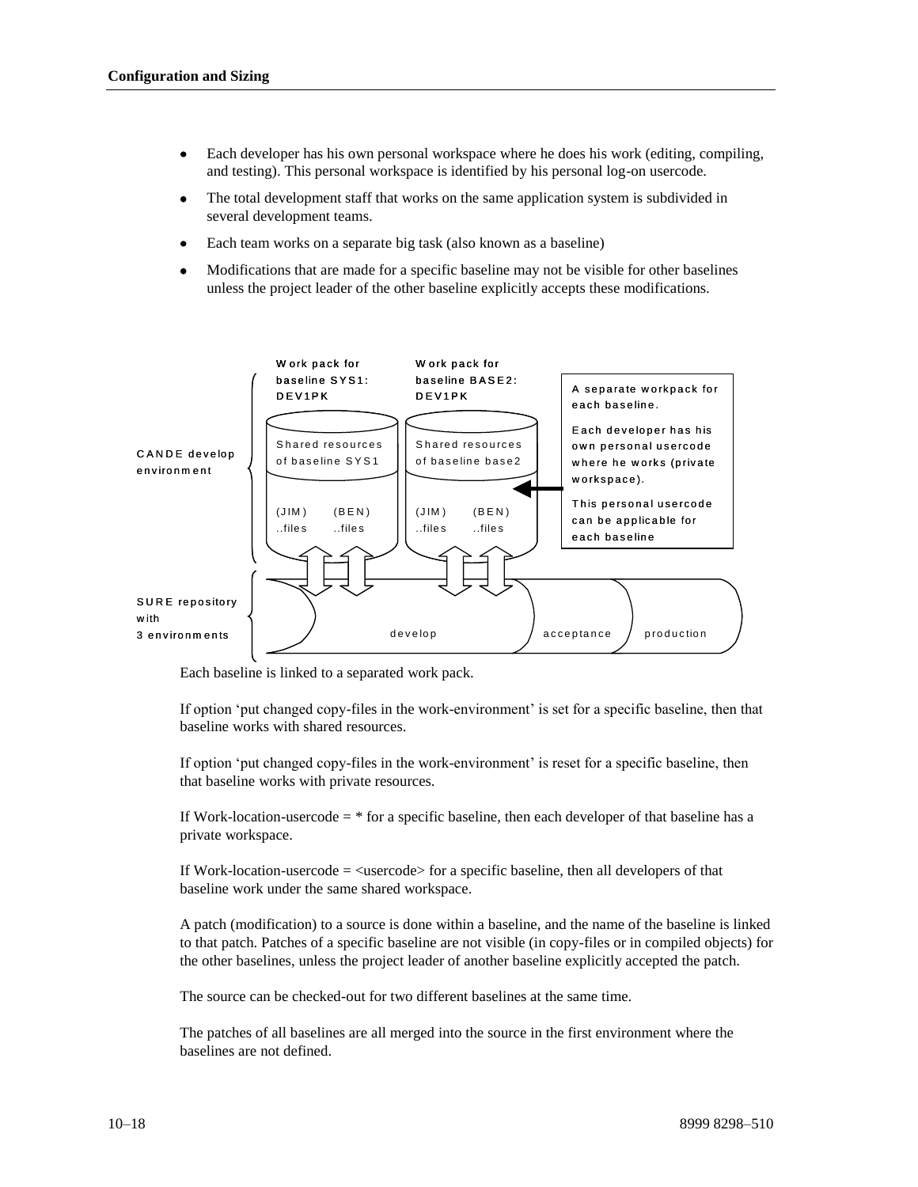- Each developer has his own personal workspace where he does his work (editing, compiling, and testing). This personal workspace is identified by his personal log-on usercode.
- The total development staff that works on the same application system is subdivided in several development teams.
- Each team works on a separate big task (also known as a baseline)
- Modifications that are made for a specific baseline may not be visible for other baselines unless the project leader of the other baseline explicitly accepts these modifications.

Work pack for baseline SYS1: DEV1PK

Work pack for baseline BASE2: DEV1PK

A separate workpack for each baseline.

Each developer has his own personal usercode where he works (private workspace).

This personal usercode can be applicable for each baseline

CANDE develop environment

Shared resources of baseline SYS1

(JIM) ..files (BEN) ..files

Shared resources of baseline base2

(JIM) ..files (BEN) ..files

SURE repository with 3 environments

develop acceptance production

Each baseline is linked to a separated work pack.

If option 'put changed copy-files in the work-environment' is set for a specific baseline, then that baseline works with shared resources.

If option 'put changed copy-files in the work-environment' is reset for a specific baseline, then that baseline works with private resources.

If Work-location-usercode = * for a specific baseline, then each developer of that baseline has a private workspace.

If Work-location-usercode = <usercode> for a specific baseline, then all developers of that baseline work under the same shared workspace.

A patch (modification) to a source is done within a baseline, and the name of the baseline is linked to that patch. Patches of a specific baseline are not visible (in copy-files or in compiled objects) for the other baselines, unless the project leader of another baseline explicitly accepted the patch.

The source can be checked-out for two different baselines at the same time.

The patches of all baselines are all merged into the source in the first environment where the baselines are not defined.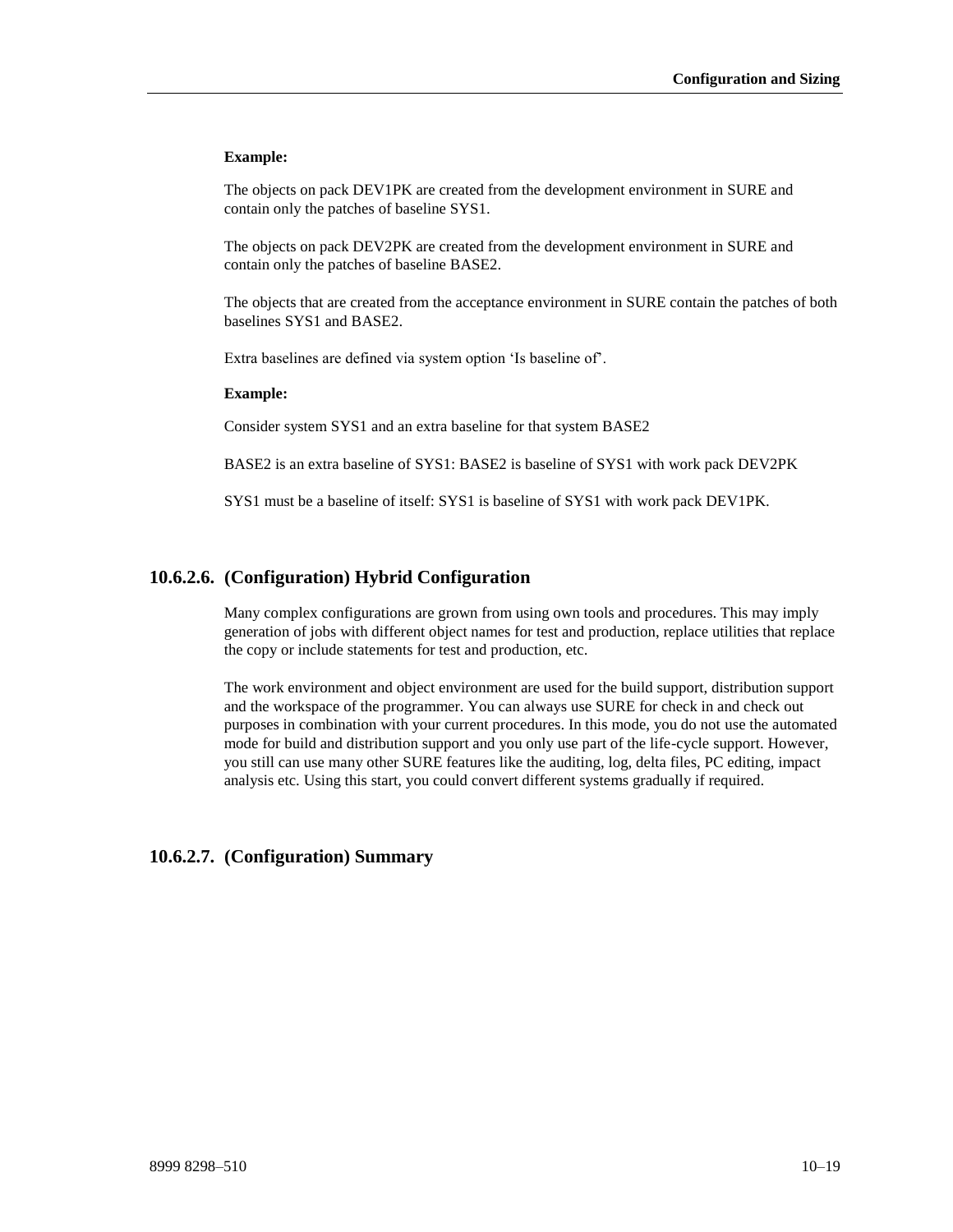**Example:**

The objects on pack DEV1PK are created from the development environment in SURE and contain only the patches of baseline SYS1.

The objects on pack DEV2PK are created from the development environment in SURE and contain only the patches of baseline BASE2.

The objects that are created from the acceptance environment in SURE contain the patches of both baselines SYS1 and BASE2.

Extra baselines are defined via system option 'Is baseline of'.

**Example:**

Consider system SYS1 and an extra baseline for that system BASE2

BASE2 is an extra baseline of SYS1: BASE2 is baseline of SYS1 with work pack DEV2PK

SYS1 must be a baseline of itself: SYS1 is baseline of SYS1 with work pack DEV1PK.

## 10.6.2.6. (Configuration) Hybrid Configuration

Many complex configurations are grown from using own tools and procedures. This may imply generation of jobs with different object names for test and production, replace utilities that replace the copy or include statements for test and production, etc.

The work environment and object environment are used for the build support, distribution support and the workspace of the programmer. You can always use SURE for check in and check out purposes in combination with your current procedures. In this mode, you do not use the automated mode for build and distribution support and you only use part of the life-cycle support. However, you still can use many other SURE features like the auditing, log, delta files, PC editing, impact analysis etc. Using this start, you could convert different systems gradually if required.

## 10.6.2.7. (Configuration) Summary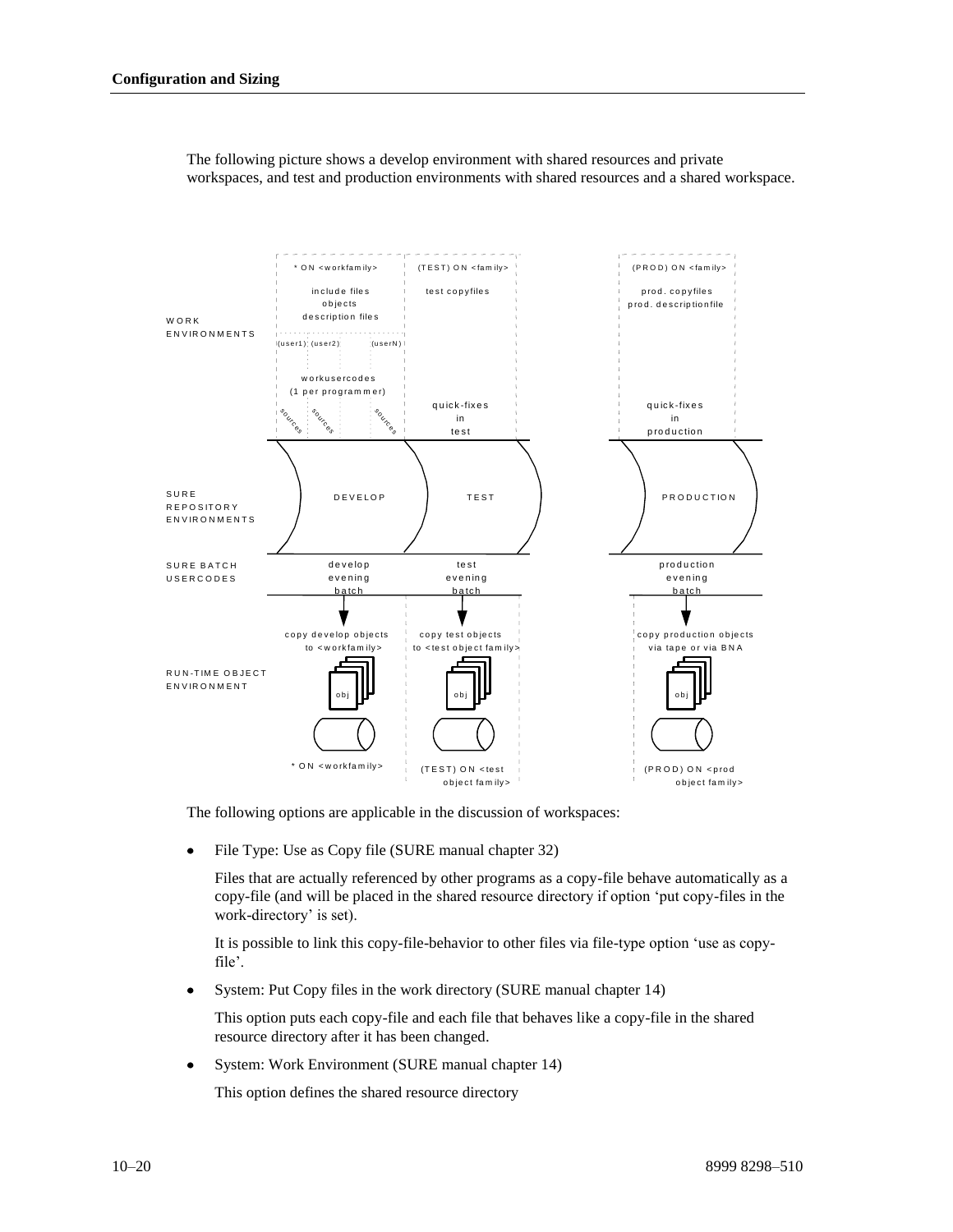The following picture shows a develop environment with shared resources and private workspaces, and test and production environments with shared resources and a shared workspace.

WORK ENVIRONMENTS

\* ON <workfamily> — include files, objects, description files — (user1) (user2) (userN) — workusercodes (1 per programmer) — sources

(TEST) ON <family> — test copyfiles — quick-fixes in test

(PROD) ON <family> — prod. copyfiles, prod. descriptionfile — quick-fixes in production

SURE REPOSITORY ENVIRONMENTS — DEVELOP — TEST — PRODUCTION

SURE BATCH USERCODES — develop evening batch — test evening batch — production evening batch

RUN-TIME OBJECT ENVIRONMENT

copy develop objects to <workfamily> — obj — \* ON <workfamily>

copy test objects to <test object family> — obj — (TEST) ON <test object family>

copy production objects via tape or via BNA — obj — (PROD) ON <prod object family>

The following options are applicable in the discussion of workspaces:

- File Type: Use as Copy file (SURE manual chapter 32)

  Files that are actually referenced by other programs as a copy-file behave automatically as a copy-file (and will be placed in the shared resource directory if option 'put copy-files in the work-directory' is set).

  It is possible to link this copy-file-behavior to other files via file-type option 'use as copy-file'.

- System: Put Copy files in the work directory (SURE manual chapter 14)

  This option puts each copy-file and each file that behaves like a copy-file in the shared resource directory after it has been changed.

- System: Work Environment (SURE manual chapter 14)

  This option defines the shared resource directory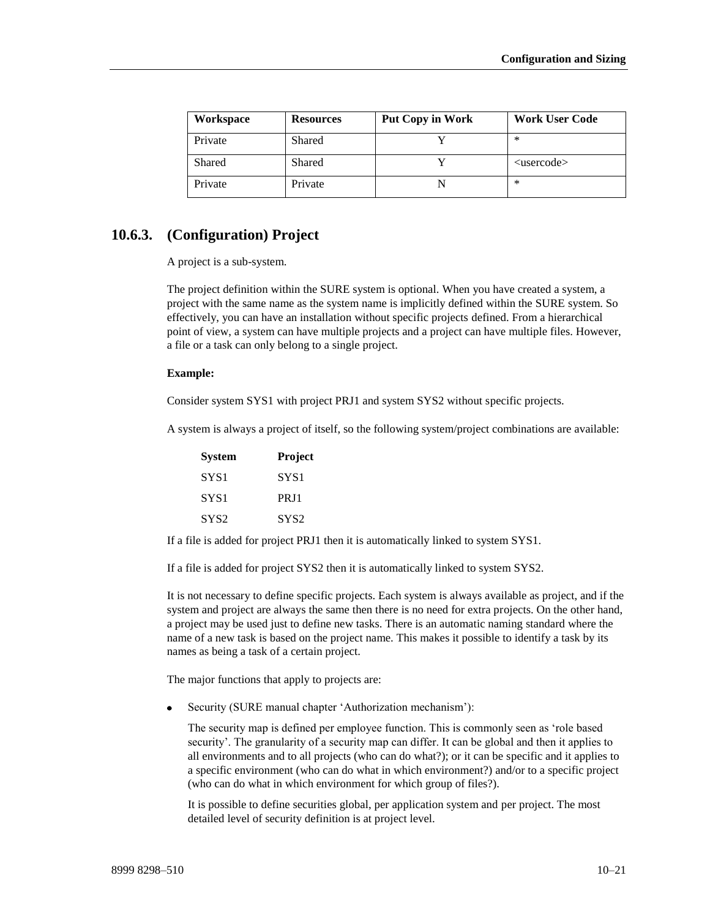| Workspace | Resources | Put Copy in Work | Work User Code |
|---|---|---|---|
| Private | Shared | Y | * |
| Shared | Shared | Y | <usercode> |
| Private | Private | N | * |

### 10.6.3. (Configuration) Project

A project is a sub-system.

The project definition within the SURE system is optional. When you have created a system, a project with the same name as the system name is implicitly defined within the SURE system. So effectively, you can have an installation without specific projects defined. From a hierarchical point of view, a system can have multiple projects and a project can have multiple files. However, a file or a task can only belong to a single project.

**Example:**

Consider system SYS1 with project PRJ1 and system SYS2 without specific projects.

A system is always a project of itself, so the following system/project combinations are available:

| System | Project |
|---|---|
| SYS1 | SYS1 |
| SYS1 | PRJ1 |
| SYS2 | SYS2 |

If a file is added for project PRJ1 then it is automatically linked to system SYS1.

If a file is added for project SYS2 then it is automatically linked to system SYS2.

It is not necessary to define specific projects. Each system is always available as project, and if the system and project are always the same then there is no need for extra projects. On the other hand, a project may be used just to define new tasks. There is an automatic naming standard where the name of a new task is based on the project name. This makes it possible to identify a task by its names as being a task of a certain project.

The major functions that apply to projects are:

- Security (SURE manual chapter 'Authorization mechanism'):

  The security map is defined per employee function. This is commonly seen as 'role based security'. The granularity of a security map can differ. It can be global and then it applies to all environments and to all projects (who can do what?); or it can be specific and it applies to a specific environment (who can do what in which environment?) and/or to a specific project (who can do what in which environment for which group of files?).

  It is possible to define securities global, per application system and per project. The most detailed level of security definition is at project level.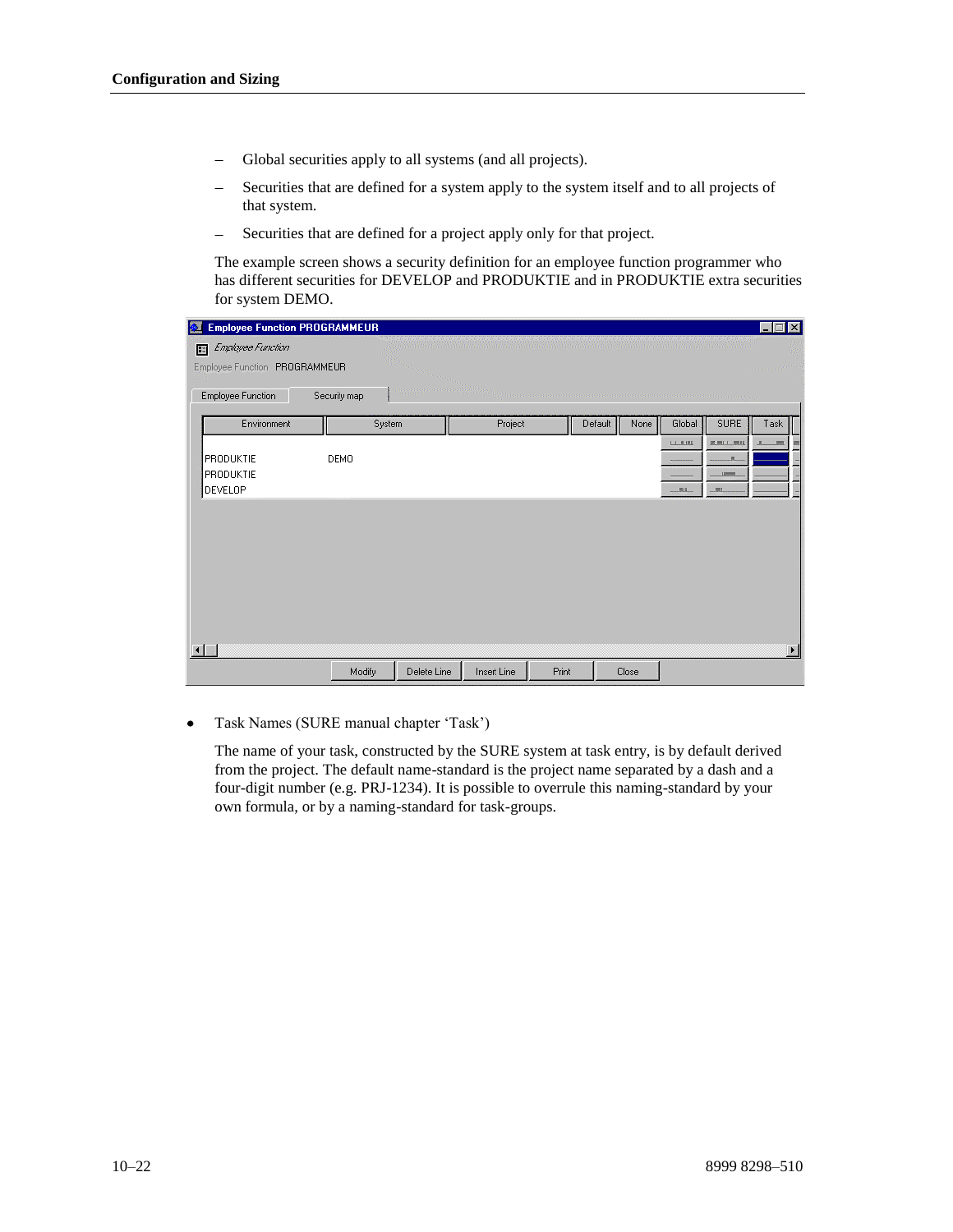– Global securities apply to all systems (and all projects).

– Securities that are defined for a system apply to the system itself and to all projects of that system.

– Securities that are defined for a project apply only for that project.

The example screen shows a security definition for an employee function programmer who has different securities for DEVELOP and PRODUKTIE and in PRODUKTIE extra securities for system DEMO.

Employee Function PROGRAMMEUR

Employee Function

Employee Function PROGRAMMEUR

Employee Function | Security map

| Environment | System | Project | Default | None | Global | SURE | Task |
|---|---|---|---|---|---|---|---|
| | | | | | | | |
| PRODUKTIE | DEMO | | | | | | |
| PRODUKTIE | | | | | | | |
| DEVELOP | | | | | | | |

Modify | Delete Line | Insert Line | Print | Close

- Task Names (SURE manual chapter 'Task')

  The name of your task, constructed by the SURE system at task entry, is by default derived from the project. The default name-standard is the project name separated by a dash and a four-digit number (e.g. PRJ-1234). It is possible to overrule this naming-standard by your own formula, or by a naming-standard for task-groups.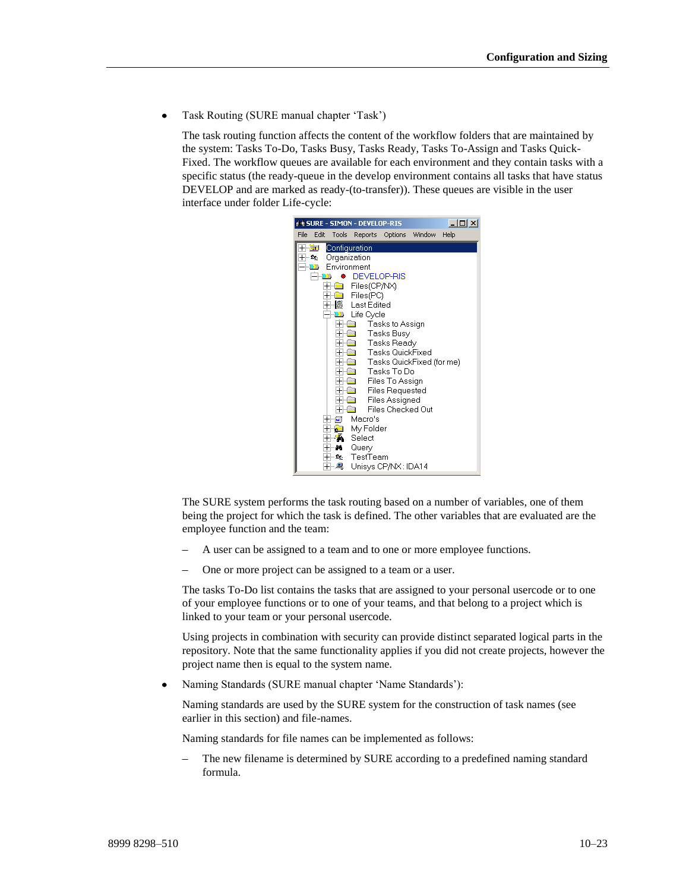- Task Routing (SURE manual chapter 'Task')

  The task routing function affects the content of the workflow folders that are maintained by the system: Tasks To-Do, Tasks Busy, Tasks Ready, Tasks To-Assign and Tasks Quick-Fixed. The workflow queues are available for each environment and they contain tasks with a specific status (the ready-queue in the develop environment contains all tasks that have status DEVELOP and are marked as ready-(to-transfer)). These queues are visible in the user interface under folder Life-cycle:

  The SURE system performs the task routing based on a number of variables, one of them being the project for which the task is defined. The other variables that are evaluated are the employee function and the team:

  – A user can be assigned to a team and to one or more employee functions.

  – One or more project can be assigned to a team or a user.

  The tasks To-Do list contains the tasks that are assigned to your personal usercode or to one of your employee functions or to one of your teams, and that belong to a project which is linked to your team or your personal usercode.

  Using projects in combination with security can provide distinct separated logical parts in the repository. Note that the same functionality applies if you did not create projects, however the project name then is equal to the system name.

- Naming Standards (SURE manual chapter 'Name Standards'):

  Naming standards are used by the SURE system for the construction of task names (see earlier in this section) and file-names.

  Naming standards for file names can be implemented as follows:

  – The new filename is determined by SURE according to a predefined naming standard formula.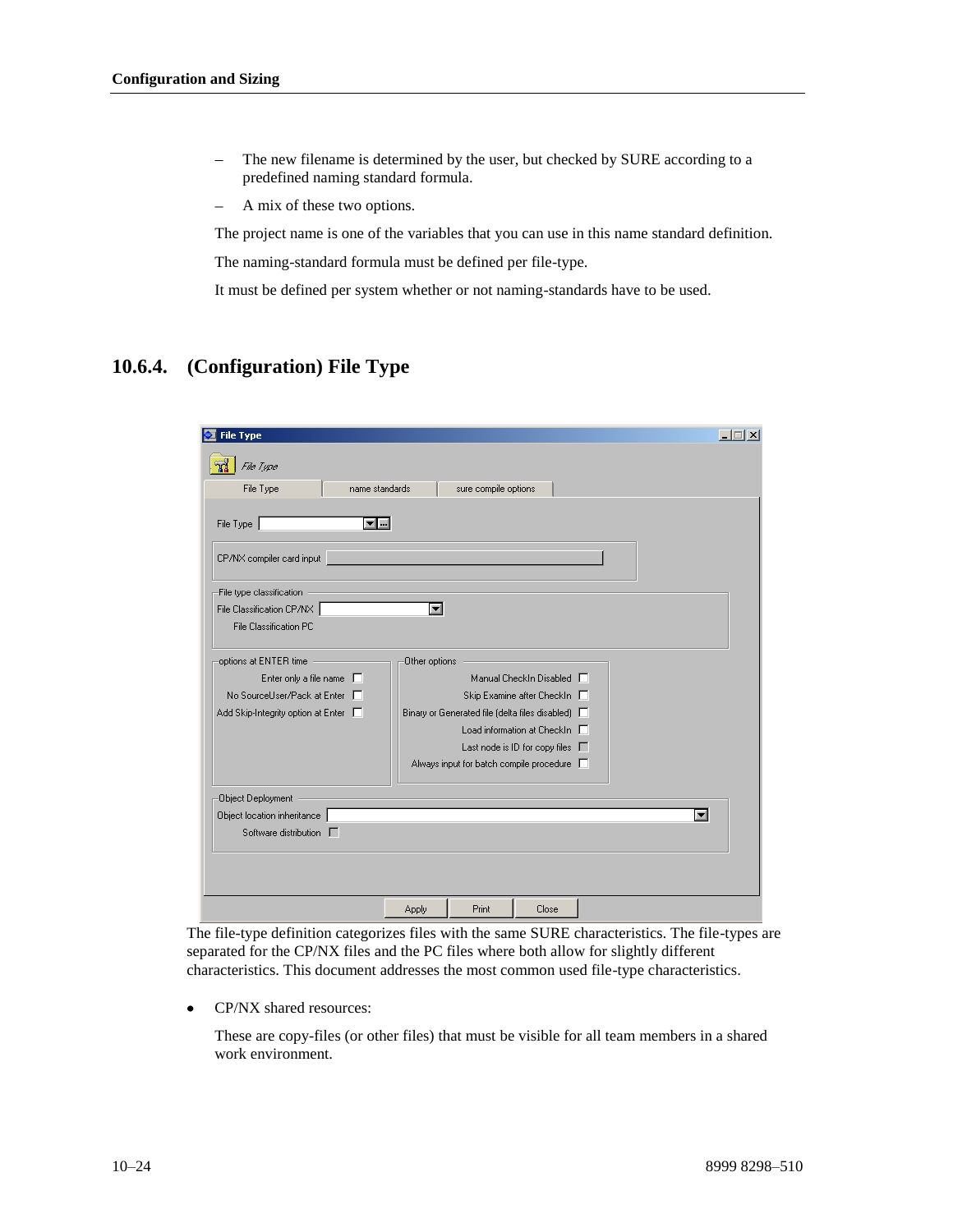- The new filename is determined by the user, but checked by SURE according to a predefined naming standard formula.
- A mix of these two options.

The project name is one of the variables that you can use in this name standard definition.

The naming-standard formula must be defined per file-type.

It must be defined per system whether or not naming-standards have to be used.

## 10.6.4. (Configuration) File Type

The file-type definition categorizes files with the same SURE characteristics. The file-types are separated for the CP/NX files and the PC files where both allow for slightly different characteristics. This document addresses the most common used file-type characteristics.

- CP/NX shared resources:

  These are copy-files (or other files) that must be visible for all team members in a shared work environment.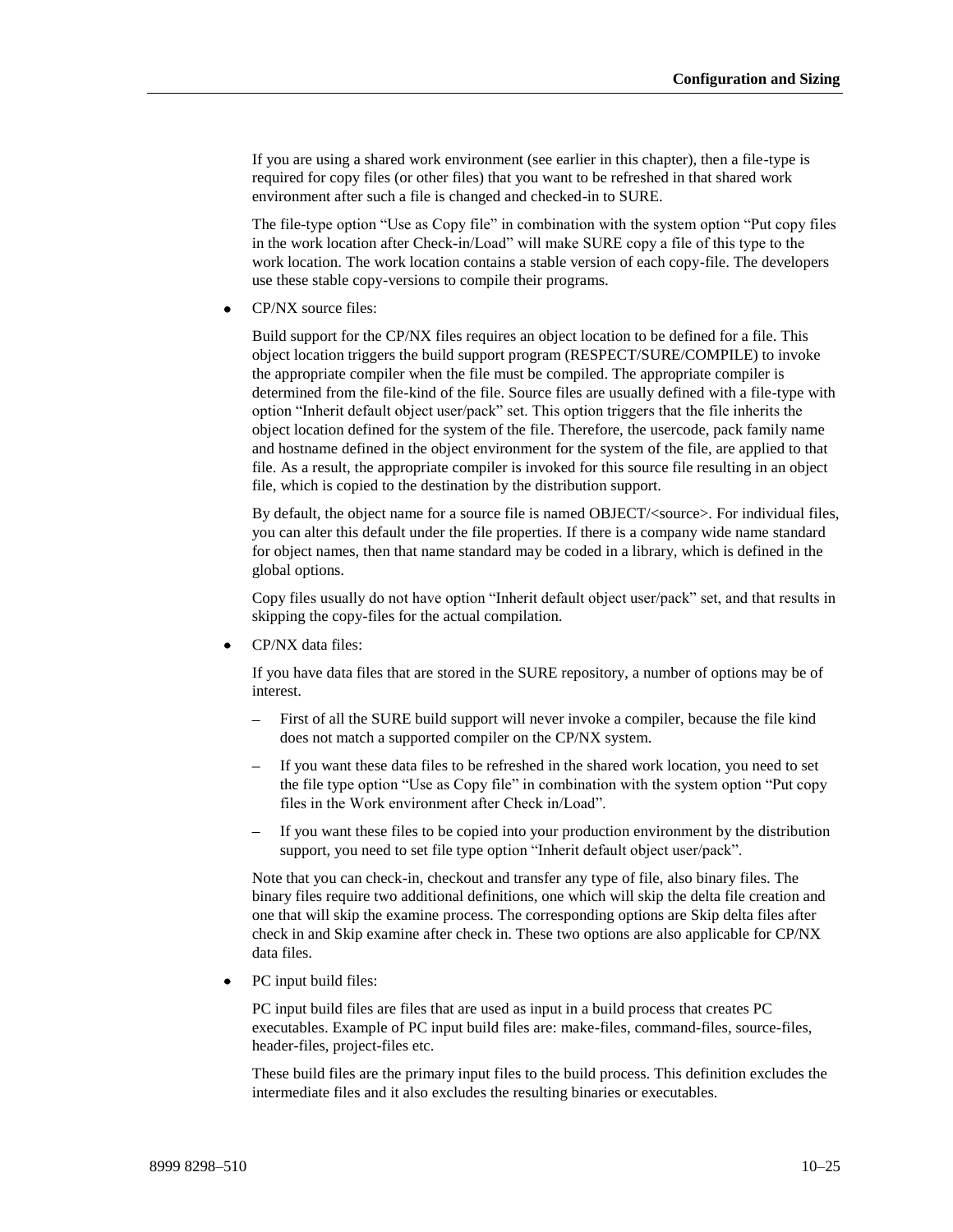If you are using a shared work environment (see earlier in this chapter), then a file-type is required for copy files (or other files) that you want to be refreshed in that shared work environment after such a file is changed and checked-in to SURE.

The file-type option “Use as Copy file” in combination with the system option “Put copy files in the work location after Check-in/Load” will make SURE copy a file of this type to the work location. The work location contains a stable version of each copy-file. The developers use these stable copy-versions to compile their programs.

- CP/NX source files:

  Build support for the CP/NX files requires an object location to be defined for a file. This object location triggers the build support program (RESPECT/SURE/COMPILE) to invoke the appropriate compiler when the file must be compiled. The appropriate compiler is determined from the file-kind of the file. Source files are usually defined with a file-type with option “Inherit default object user/pack” set. This option triggers that the file inherits the object location defined for the system of the file. Therefore, the usercode, pack family name and hostname defined in the object environment for the system of the file, are applied to that file. As a result, the appropriate compiler is invoked for this source file resulting in an object file, which is copied to the destination by the distribution support.

  By default, the object name for a source file is named OBJECT/<source>. For individual files, you can alter this default under the file properties. If there is a company wide name standard for object names, then that name standard may be coded in a library, which is defined in the global options.

  Copy files usually do not have option “Inherit default object user/pack” set, and that results in skipping the copy-files for the actual compilation.

- CP/NX data files:

  If you have data files that are stored in the SURE repository, a number of options may be of interest.

  – First of all the SURE build support will never invoke a compiler, because the file kind does not match a supported compiler on the CP/NX system.

  – If you want these data files to be refreshed in the shared work location, you need to set the file type option “Use as Copy file” in combination with the system option “Put copy files in the Work environment after Check in/Load”.

  – If you want these files to be copied into your production environment by the distribution support, you need to set file type option “Inherit default object user/pack”.

  Note that you can check-in, checkout and transfer any type of file, also binary files. The binary files require two additional definitions, one which will skip the delta file creation and one that will skip the examine process. The corresponding options are Skip delta files after check in and Skip examine after check in. These two options are also applicable for CP/NX data files.

- PC input build files:

  PC input build files are files that are used as input in a build process that creates PC executables. Example of PC input build files are: make-files, command-files, source-files, header-files, project-files etc.

  These build files are the primary input files to the build process. This definition excludes the intermediate files and it also excludes the resulting binaries or executables.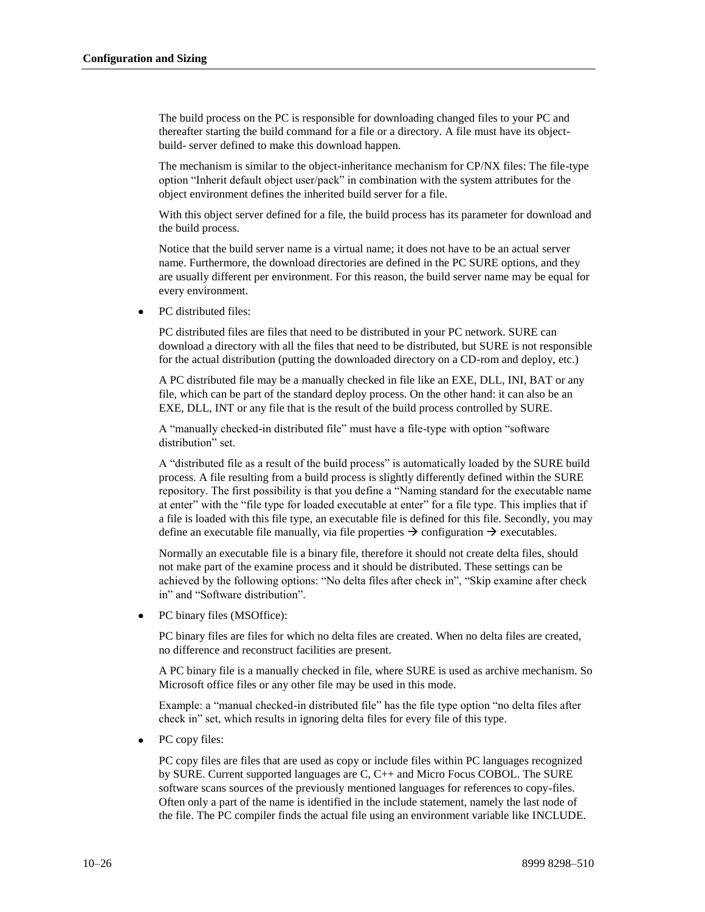The build process on the PC is responsible for downloading changed files to your PC and thereafter starting the build command for a file or a directory. A file must have its object-build- server defined to make this download happen.

The mechanism is similar to the object-inheritance mechanism for CP/NX files: The file-type option "Inherit default object user/pack" in combination with the system attributes for the object environment defines the inherited build server for a file.

With this object server defined for a file, the build process has its parameter for download and the build process.

Notice that the build server name is a virtual name; it does not have to be an actual server name. Furthermore, the download directories are defined in the PC SURE options, and they are usually different per environment. For this reason, the build server name may be equal for every environment.

- PC distributed files:

  PC distributed files are files that need to be distributed in your PC network. SURE can download a directory with all the files that need to be distributed, but SURE is not responsible for the actual distribution (putting the downloaded directory on a CD-rom and deploy, etc.)

  A PC distributed file may be a manually checked in file like an EXE, DLL, INI, BAT or any file, which can be part of the standard deploy process. On the other hand: it can also be an EXE, DLL, INT or any file that is the result of the build process controlled by SURE.

  A "manually checked-in distributed file" must have a file-type with option "software distribution" set.

  A "distributed file as a result of the build process" is automatically loaded by the SURE build process. A file resulting from a build process is slightly differently defined within the SURE repository. The first possibility is that you define a "Naming standard for the executable name at enter" with the "file type for loaded executable at enter" for a file type. This implies that if a file is loaded with this file type, an executable file is defined for this file. Secondly, you may define an executable file manually, via file properties → configuration → executables.

  Normally an executable file is a binary file, therefore it should not create delta files, should not make part of the examine process and it should be distributed. These settings can be achieved by the following options: "No delta files after check in", "Skip examine after check in" and "Software distribution".

- PC binary files (MSOffice):

  PC binary files are files for which no delta files are created. When no delta files are created, no difference and reconstruct facilities are present.

  A PC binary file is a manually checked in file, where SURE is used as archive mechanism. So Microsoft office files or any other file may be used in this mode.

  Example: a "manual checked-in distributed file" has the file type option "no delta files after check in" set, which results in ignoring delta files for every file of this type.

- PC copy files:

  PC copy files are files that are used as copy or include files within PC languages recognized by SURE. Current supported languages are C, C++ and Micro Focus COBOL. The SURE software scans sources of the previously mentioned languages for references to copy-files. Often only a part of the name is identified in the include statement, namely the last node of the file. The PC compiler finds the actual file using an environment variable like INCLUDE.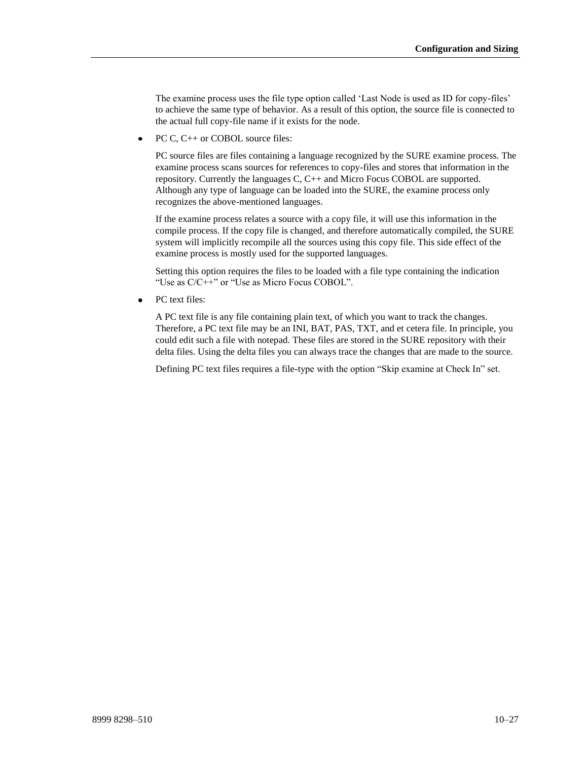The examine process uses the file type option called 'Last Node is used as ID for copy-files' to achieve the same type of behavior. As a result of this option, the source file is connected to the actual full copy-file name if it exists for the node.

- PC C, C++ or COBOL source files:

  PC source files are files containing a language recognized by the SURE examine process. The examine process scans sources for references to copy-files and stores that information in the repository. Currently the languages C, C++ and Micro Focus COBOL are supported. Although any type of language can be loaded into the SURE, the examine process only recognizes the above-mentioned languages.

  If the examine process relates a source with a copy file, it will use this information in the compile process. If the copy file is changed, and therefore automatically compiled, the SURE system will implicitly recompile all the sources using this copy file. This side effect of the examine process is mostly used for the supported languages.

  Setting this option requires the files to be loaded with a file type containing the indication "Use as C/C++" or "Use as Micro Focus COBOL".

- PC text files:

  A PC text file is any file containing plain text, of which you want to track the changes. Therefore, a PC text file may be an INI, BAT, PAS, TXT, and et cetera file. In principle, you could edit such a file with notepad. These files are stored in the SURE repository with their delta files. Using the delta files you can always trace the changes that are made to the source.

  Defining PC text files requires a file-type with the option "Skip examine at Check In" set.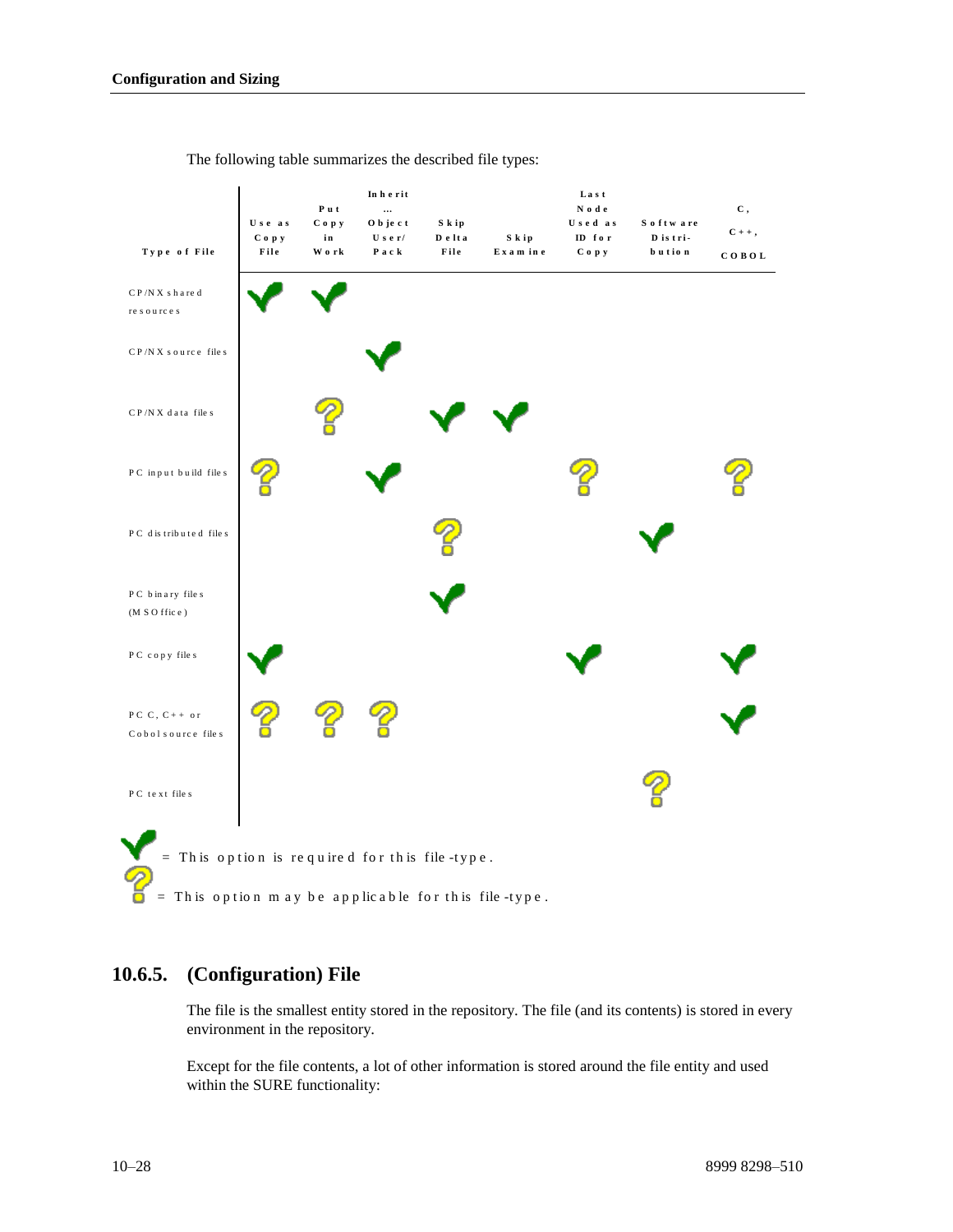The following table summarizes the described file types:

| Type of File | Use as Copy File | Put Copy in Work | Inherit ... Object User/ Pack | Skip Delta File | Skip Examine | Last Node Used as ID for Copy | Software Distri-bution | C, C++, COBOL |
|---|---|---|---|---|---|---|---|---|
| CP/NX shared resources | ✓ | ✓ | | | | | | |
| CP/NX source files | | | ✓ | | | | | |
| CP/NX data files | | ? | | ✓ | ✓ | | | |
| PC input build files | ? | | ✓ | | | ? | | ? |
| PC distributed files | | | | ? | | | ✓ | |
| PC binary files (MS Office) | | | | ✓ | | | | |
| PC copy files | ✓ | | | | | ✓ | | ✓ |
| PC C, C++ or Cobol source files | ? | ? | ? | | | | | ✓ |
| PC text files | | | | | | | ? | |

✓ = This option is required for this file-type.

? = This option may be applicable for this file-type.

## 10.6.5. (Configuration) File

The file is the smallest entity stored in the repository. The file (and its contents) is stored in every environment in the repository.

Except for the file contents, a lot of other information is stored around the file entity and used within the SURE functionality: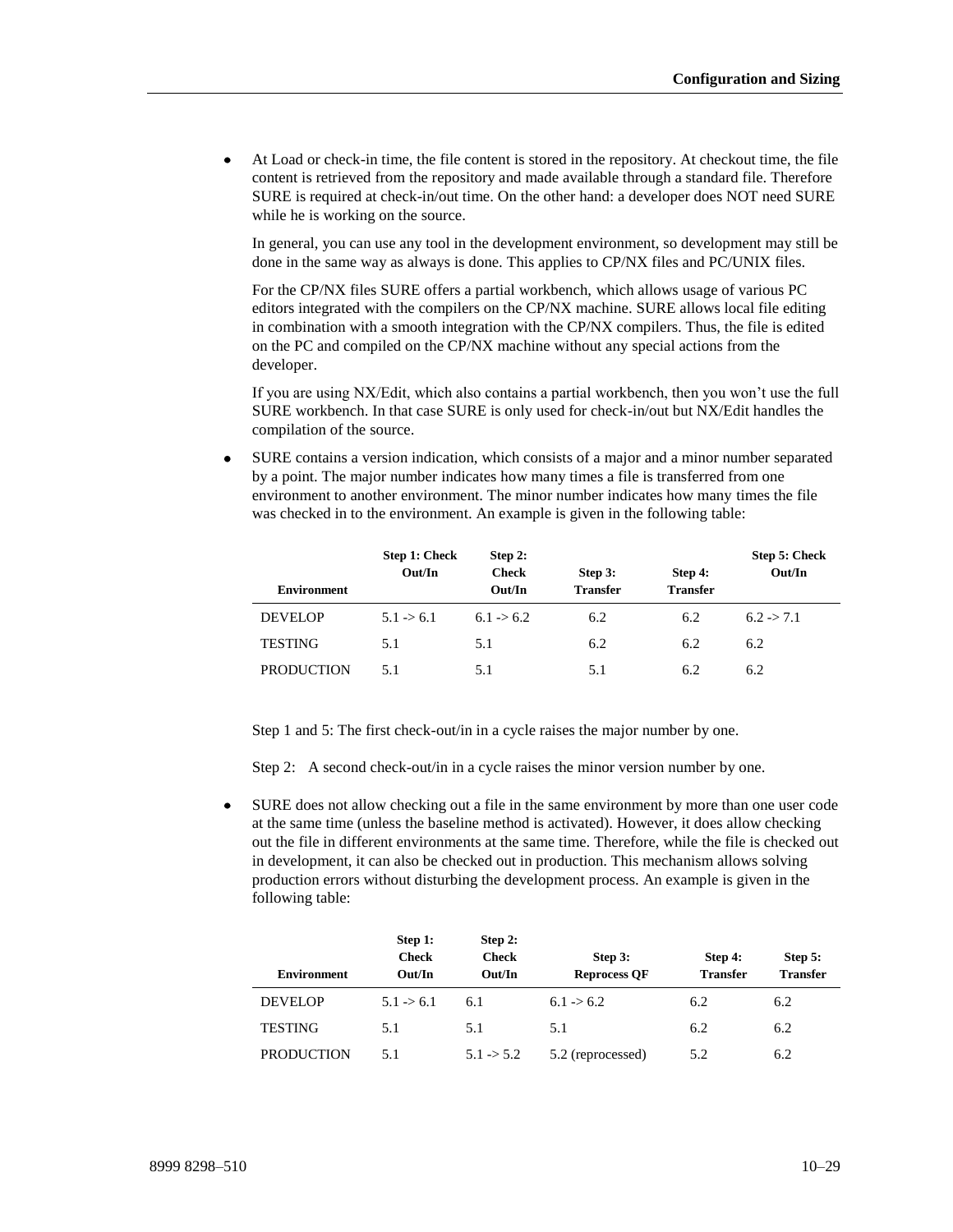- At Load or check-in time, the file content is stored in the repository. At checkout time, the file content is retrieved from the repository and made available through a standard file. Therefore SURE is required at check-in/out time. On the other hand: a developer does NOT need SURE while he is working on the source.

  In general, you can use any tool in the development environment, so development may still be done in the same way as always is done. This applies to CP/NX files and PC/UNIX files.

  For the CP/NX files SURE offers a partial workbench, which allows usage of various PC editors integrated with the compilers on the CP/NX machine. SURE allows local file editing in combination with a smooth integration with the CP/NX compilers. Thus, the file is edited on the PC and compiled on the CP/NX machine without any special actions from the developer.

  If you are using NX/Edit, which also contains a partial workbench, then you won't use the full SURE workbench. In that case SURE is only used for check-in/out but NX/Edit handles the compilation of the source.

- SURE contains a version indication, which consists of a major and a minor number separated by a point. The major number indicates how many times a file is transferred from one environment to another environment. The minor number indicates how many times the file was checked in to the environment. An example is given in the following table:

| Environment | Step 1: Check Out/In | Step 2: Check Out/In | Step 3: Transfer | Step 4: Transfer | Step 5: Check Out/In |
|---|---|---|---|---|---|
| DEVELOP | 5.1 -> 6.1 | 6.1 -> 6.2 | 6.2 | 6.2 | 6.2 -> 7.1 |
| TESTING | 5.1 | 5.1 | 6.2 | 6.2 | 6.2 |
| PRODUCTION | 5.1 | 5.1 | 5.1 | 6.2 | 6.2 |

  Step 1 and 5: The first check-out/in in a cycle raises the major number by one.

  Step 2: A second check-out/in in a cycle raises the minor version number by one.

- SURE does not allow checking out a file in the same environment by more than one user code at the same time (unless the baseline method is activated). However, it does allow checking out the file in different environments at the same time. Therefore, while the file is checked out in development, it can also be checked out in production. This mechanism allows solving production errors without disturbing the development process. An example is given in the following table:

| Environment | Step 1: Check Out/In | Step 2: Check Out/In | Step 3: Reprocess QF | Step 4: Transfer | Step 5: Transfer |
|---|---|---|---|---|---|
| DEVELOP | 5.1 -> 6.1 | 6.1 | 6.1 -> 6.2 | 6.2 | 6.2 |
| TESTING | 5.1 | 5.1 | 5.1 | 6.2 | 6.2 |
| PRODUCTION | 5.1 | 5.1 -> 5.2 | 5.2 (reprocessed) | 5.2 | 6.2 |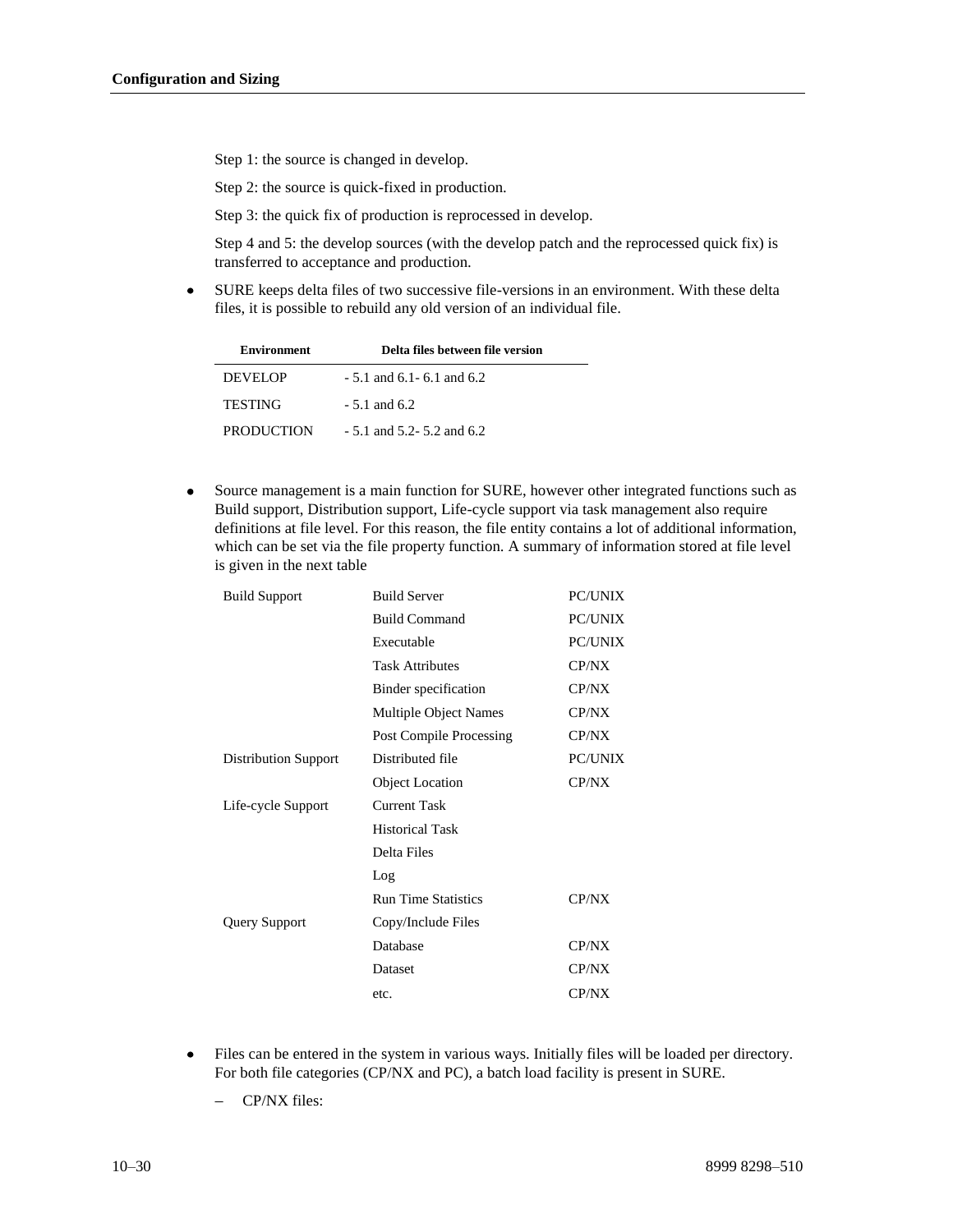Step 1: the source is changed in develop.

Step 2: the source is quick-fixed in production.

Step 3: the quick fix of production is reprocessed in develop.

Step 4 and 5: the develop sources (with the develop patch and the reprocessed quick fix) is transferred to acceptance and production.

- SURE keeps delta files of two successive file-versions in an environment. With these delta files, it is possible to rebuild any old version of an individual file.

| Environment | Delta files between file version |
|---|---|
| DEVELOP | - 5.1 and 6.1- 6.1 and 6.2 |
| TESTING | - 5.1 and 6.2 |
| PRODUCTION | - 5.1 and 5.2- 5.2 and 6.2 |

- Source management is a main function for SURE, however other integrated functions such as Build support, Distribution support, Life-cycle support via task management also require definitions at file level. For this reason, the file entity contains a lot of additional information, which can be set via the file property function. A summary of information stored at file level is given in the next table

| | | |
|---|---|---|
| Build Support | Build Server | PC/UNIX |
| | Build Command | PC/UNIX |
| | Executable | PC/UNIX |
| | Task Attributes | CP/NX |
| | Binder specification | CP/NX |
| | Multiple Object Names | CP/NX |
| | Post Compile Processing | CP/NX |
| Distribution Support | Distributed file | PC/UNIX |
| | Object Location | CP/NX |
| Life-cycle Support | Current Task | |
| | Historical Task | |
| | Delta Files | |
| | Log | |
| | Run Time Statistics | CP/NX |
| Query Support | Copy/Include Files | |
| | Database | CP/NX |
| | Dataset | CP/NX |
| | etc. | CP/NX |

- Files can be entered in the system in various ways. Initially files will be loaded per directory. For both file categories (CP/NX and PC), a batch load facility is present in SURE.
  - CP/NX files: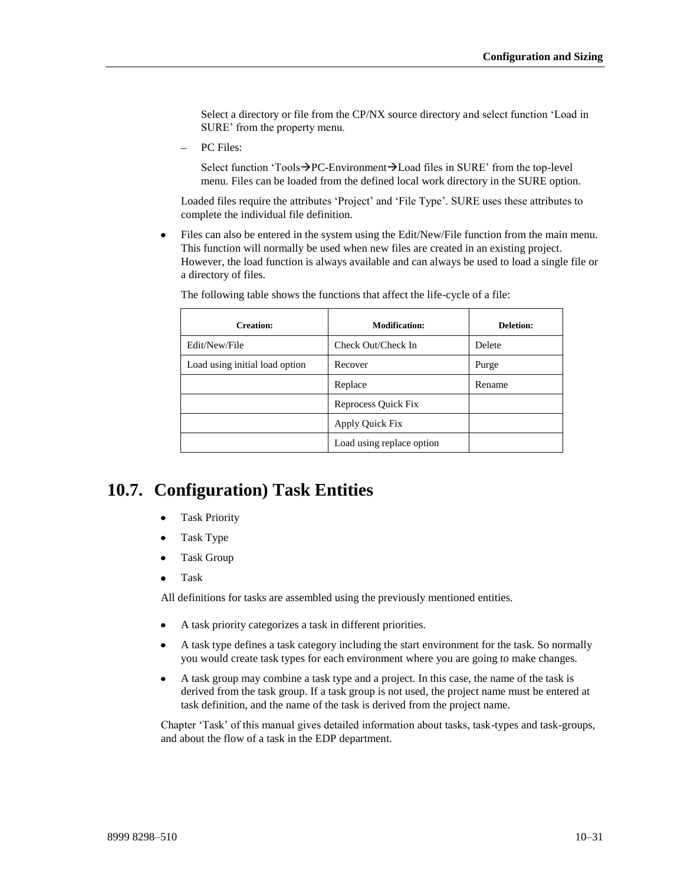Select a directory or file from the CP/NX source directory and select function 'Load in SURE' from the property menu.

– PC Files:

  Select function 'Tools→PC-Environment→Load files in SURE' from the top-level menu. Files can be loaded from the defined local work directory in the SURE option.

Loaded files require the attributes 'Project' and 'File Type'. SURE uses these attributes to complete the individual file definition.

- Files can also be entered in the system using the Edit/New/File function from the main menu. This function will normally be used when new files are created in an existing project. However, the load function is always available and can always be used to load a single file or a directory of files.

  The following table shows the functions that affect the life-cycle of a file:

| Creation: | Modification: | Deletion: |
|---|---|---|
| Edit/New/File | Check Out/Check In | Delete |
| Load using initial load option | Recover | Purge |
| | Replace | Rename |
| | Reprocess Quick Fix | |
| | Apply Quick Fix | |
| | Load using replace option | |

## 10.7. Configuration) Task Entities

- Task Priority
- Task Type
- Task Group
- Task

All definitions for tasks are assembled using the previously mentioned entities.

- A task priority categorizes a task in different priorities.
- A task type defines a task category including the start environment for the task. So normally you would create task types for each environment where you are going to make changes.
- A task group may combine a task type and a project. In this case, the name of the task is derived from the task group. If a task group is not used, the project name must be entered at task definition, and the name of the task is derived from the project name.

Chapter 'Task' of this manual gives detailed information about tasks, task-types and task-groups, and about the flow of a task in the EDP department.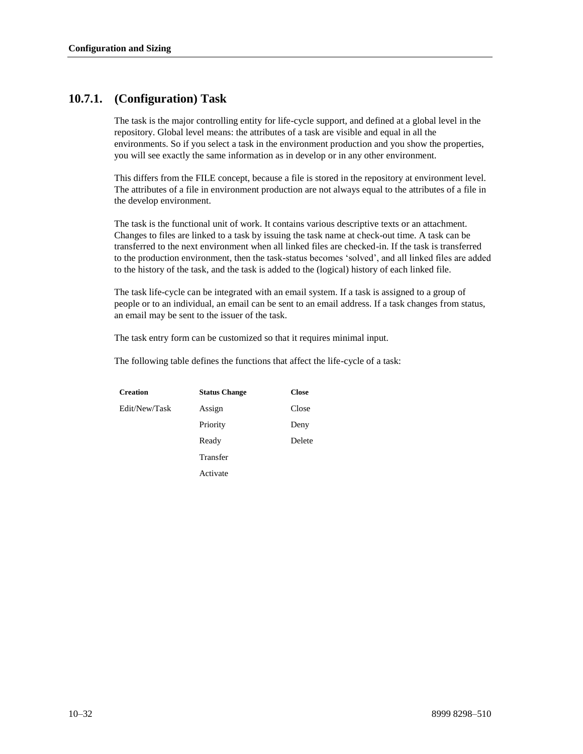### 10.7.1. (Configuration) Task

The task is the major controlling entity for life-cycle support, and defined at a global level in the repository. Global level means: the attributes of a task are visible and equal in all the environments. So if you select a task in the environment production and you show the properties, you will see exactly the same information as in develop or in any other environment.

This differs from the FILE concept, because a file is stored in the repository at environment level. The attributes of a file in environment production are not always equal to the attributes of a file in the develop environment.

The task is the functional unit of work. It contains various descriptive texts or an attachment. Changes to files are linked to a task by issuing the task name at check-out time. A task can be transferred to the next environment when all linked files are checked-in. If the task is transferred to the production environment, then the task-status becomes 'solved', and all linked files are added to the history of the task, and the task is added to the (logical) history of each linked file.

The task life-cycle can be integrated with an email system. If a task is assigned to a group of people or to an individual, an email can be sent to an email address. If a task changes from status, an email may be sent to the issuer of the task.

The task entry form can be customized so that it requires minimal input.

The following table defines the functions that affect the life-cycle of a task:

| Creation | Status Change | Close |
|---|---|---|
| Edit/New/Task | Assign | Close |
| | Priority | Deny |
| | Ready | Delete |
| | Transfer | |
| | Activate | |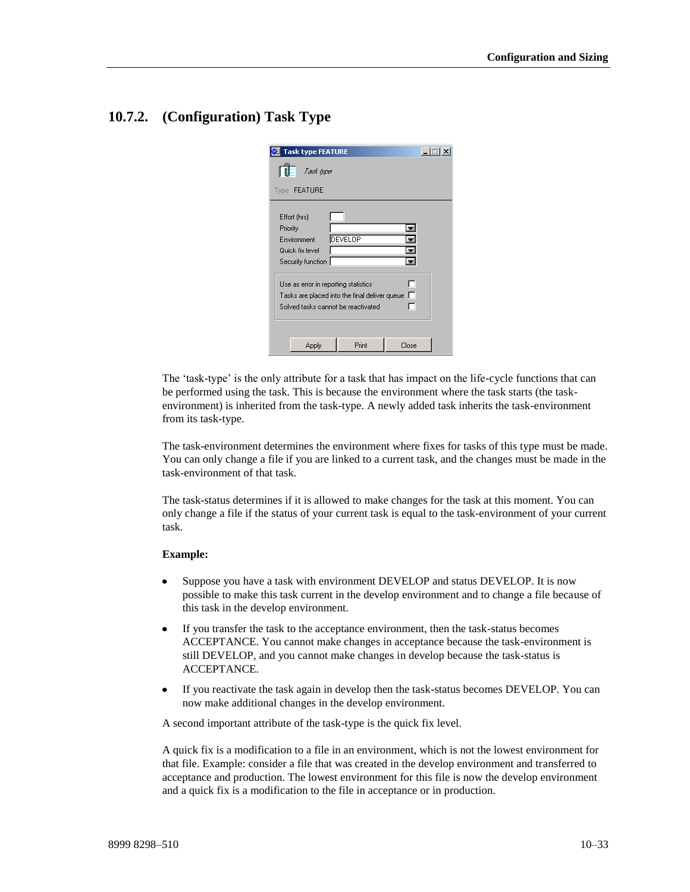## 10.7.2. (Configuration) Task Type

The 'task-type' is the only attribute for a task that has impact on the life-cycle functions that can be performed using the task. This is because the environment where the task starts (the task-environment) is inherited from the task-type. A newly added task inherits the task-environment from its task-type.

The task-environment determines the environment where fixes for tasks of this type must be made. You can only change a file if you are linked to a current task, and the changes must be made in the task-environment of that task.

The task-status determines if it is allowed to make changes for the task at this moment. You can only change a file if the status of your current task is equal to the task-environment of your current task.

**Example:**

- Suppose you have a task with environment DEVELOP and status DEVELOP. It is now possible to make this task current in the develop environment and to change a file because of this task in the develop environment.
- If you transfer the task to the acceptance environment, then the task-status becomes ACCEPTANCE. You cannot make changes in acceptance because the task-environment is still DEVELOP, and you cannot make changes in develop because the task-status is ACCEPTANCE.
- If you reactivate the task again in develop then the task-status becomes DEVELOP. You can now make additional changes in the develop environment.

A second important attribute of the task-type is the quick fix level.

A quick fix is a modification to a file in an environment, which is not the lowest environment for that file. Example: consider a file that was created in the develop environment and transferred to acceptance and production. The lowest environment for this file is now the develop environment and a quick fix is a modification to the file in acceptance or in production.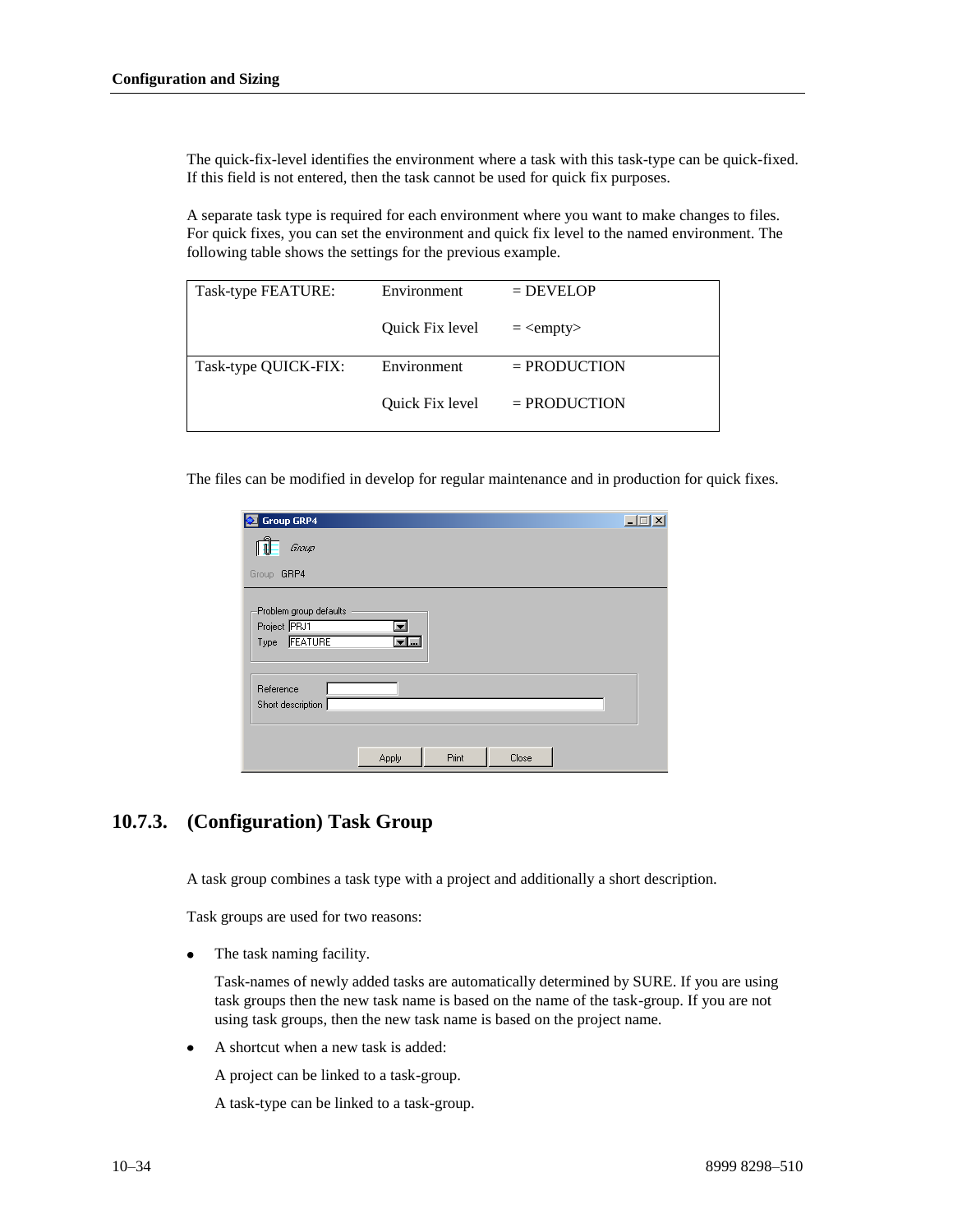The quick-fix-level identifies the environment where a task with this task-type can be quick-fixed. If this field is not entered, then the task cannot be used for quick fix purposes.

A separate task type is required for each environment where you want to make changes to files. For quick fixes, you can set the environment and quick fix level to the named environment. The following table shows the settings for the previous example.

| | | |
|---|---|---|
| Task-type FEATURE: | Environment | = DEVELOP |
| | Quick Fix level | = <empty> |
| Task-type QUICK-FIX: | Environment | = PRODUCTION |
| | Quick Fix level | = PRODUCTION |

The files can be modified in develop for regular maintenance and in production for quick fixes.

## 10.7.3. (Configuration) Task Group

A task group combines a task type with a project and additionally a short description.

Task groups are used for two reasons:

- The task naming facility.

  Task-names of newly added tasks are automatically determined by SURE. If you are using task groups then the new task name is based on the name of the task-group. If you are not using task groups, then the new task name is based on the project name.

- A shortcut when a new task is added:

  A project can be linked to a task-group.

  A task-type can be linked to a task-group.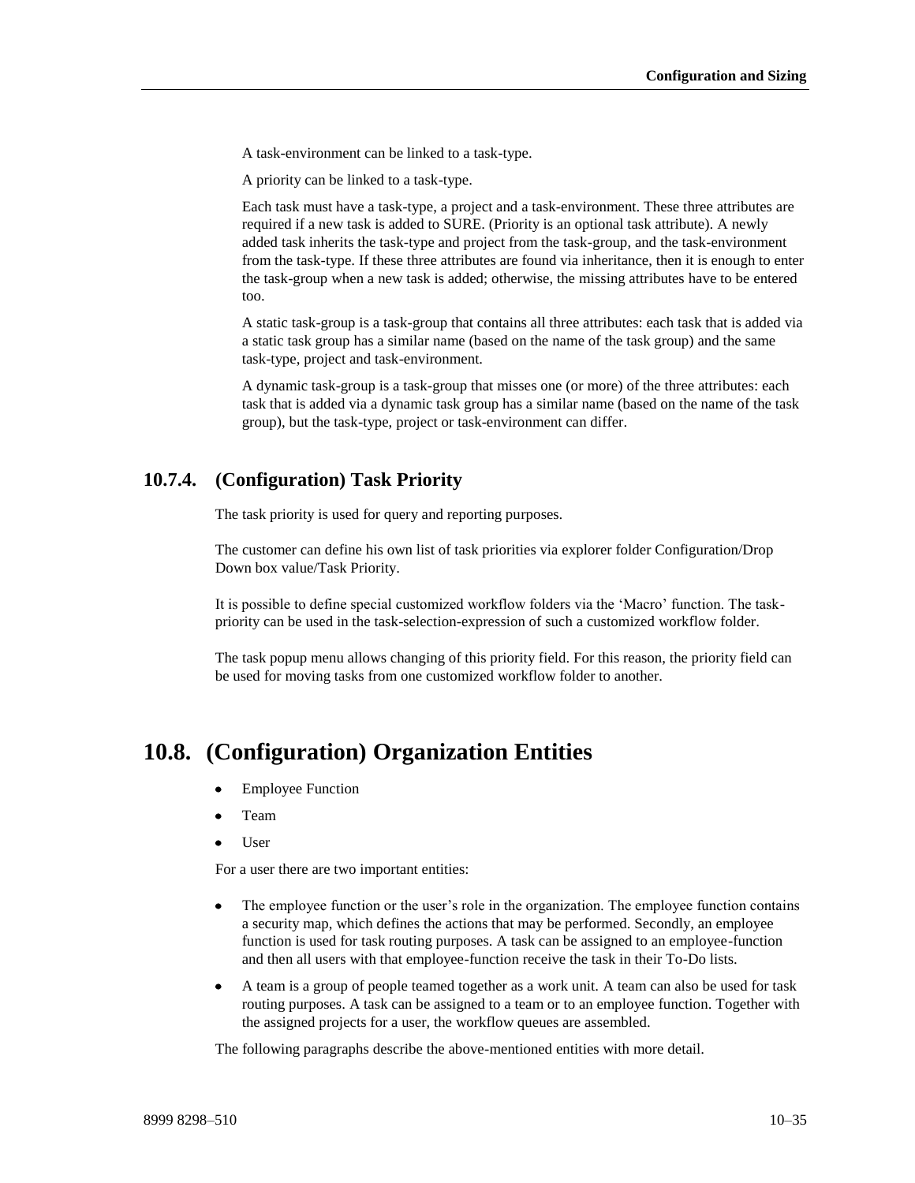A task-environment can be linked to a task-type.

A priority can be linked to a task-type.

Each task must have a task-type, a project and a task-environment. These three attributes are required if a new task is added to SURE. (Priority is an optional task attribute). A newly added task inherits the task-type and project from the task-group, and the task-environment from the task-type. If these three attributes are found via inheritance, then it is enough to enter the task-group when a new task is added; otherwise, the missing attributes have to be entered too.

A static task-group is a task-group that contains all three attributes: each task that is added via a static task group has a similar name (based on the name of the task group) and the same task-type, project and task-environment.

A dynamic task-group is a task-group that misses one (or more) of the three attributes: each task that is added via a dynamic task group has a similar name (based on the name of the task group), but the task-type, project or task-environment can differ.

### 10.7.4. (Configuration) Task Priority

The task priority is used for query and reporting purposes.

The customer can define his own list of task priorities via explorer folder Configuration/Drop Down box value/Task Priority.

It is possible to define special customized workflow folders via the 'Macro' function. The task-priority can be used in the task-selection-expression of such a customized workflow folder.

The task popup menu allows changing of this priority field. For this reason, the priority field can be used for moving tasks from one customized workflow folder to another.

## 10.8. (Configuration) Organization Entities

- Employee Function
- Team
- User

For a user there are two important entities:

- The employee function or the user's role in the organization. The employee function contains a security map, which defines the actions that may be performed. Secondly, an employee function is used for task routing purposes. A task can be assigned to an employee-function and then all users with that employee-function receive the task in their To-Do lists.
- A team is a group of people teamed together as a work unit. A team can also be used for task routing purposes. A task can be assigned to a team or to an employee function. Together with the assigned projects for a user, the workflow queues are assembled.

The following paragraphs describe the above-mentioned entities with more detail.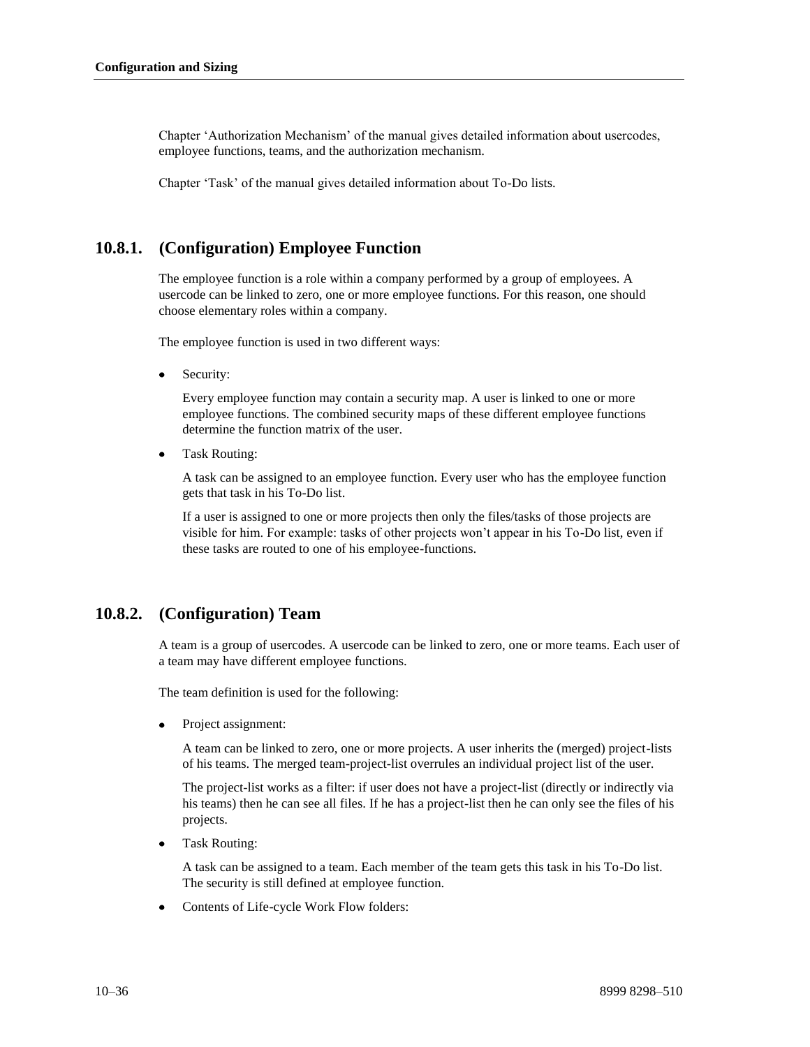Chapter ‘Authorization Mechanism’ of the manual gives detailed information about usercodes, employee functions, teams, and the authorization mechanism.

Chapter ‘Task’ of the manual gives detailed information about To-Do lists.

### 10.8.1. (Configuration) Employee Function

The employee function is a role within a company performed by a group of employees. A usercode can be linked to zero, one or more employee functions. For this reason, one should choose elementary roles within a company.

The employee function is used in two different ways:

- Security:

  Every employee function may contain a security map. A user is linked to one or more employee functions. The combined security maps of these different employee functions determine the function matrix of the user.

- Task Routing:

  A task can be assigned to an employee function. Every user who has the employee function gets that task in his To-Do list.

  If a user is assigned to one or more projects then only the files/tasks of those projects are visible for him. For example: tasks of other projects won’t appear in his To-Do list, even if these tasks are routed to one of his employee-functions.

### 10.8.2. (Configuration) Team

A team is a group of usercodes. A usercode can be linked to zero, one or more teams. Each user of a team may have different employee functions.

The team definition is used for the following:

- Project assignment:

  A team can be linked to zero, one or more projects. A user inherits the (merged) project-lists of his teams. The merged team-project-list overrules an individual project list of the user.

  The project-list works as a filter: if user does not have a project-list (directly or indirectly via his teams) then he can see all files. If he has a project-list then he can only see the files of his projects.

- Task Routing:

  A task can be assigned to a team. Each member of the team gets this task in his To-Do list. The security is still defined at employee function.

- Contents of Life-cycle Work Flow folders: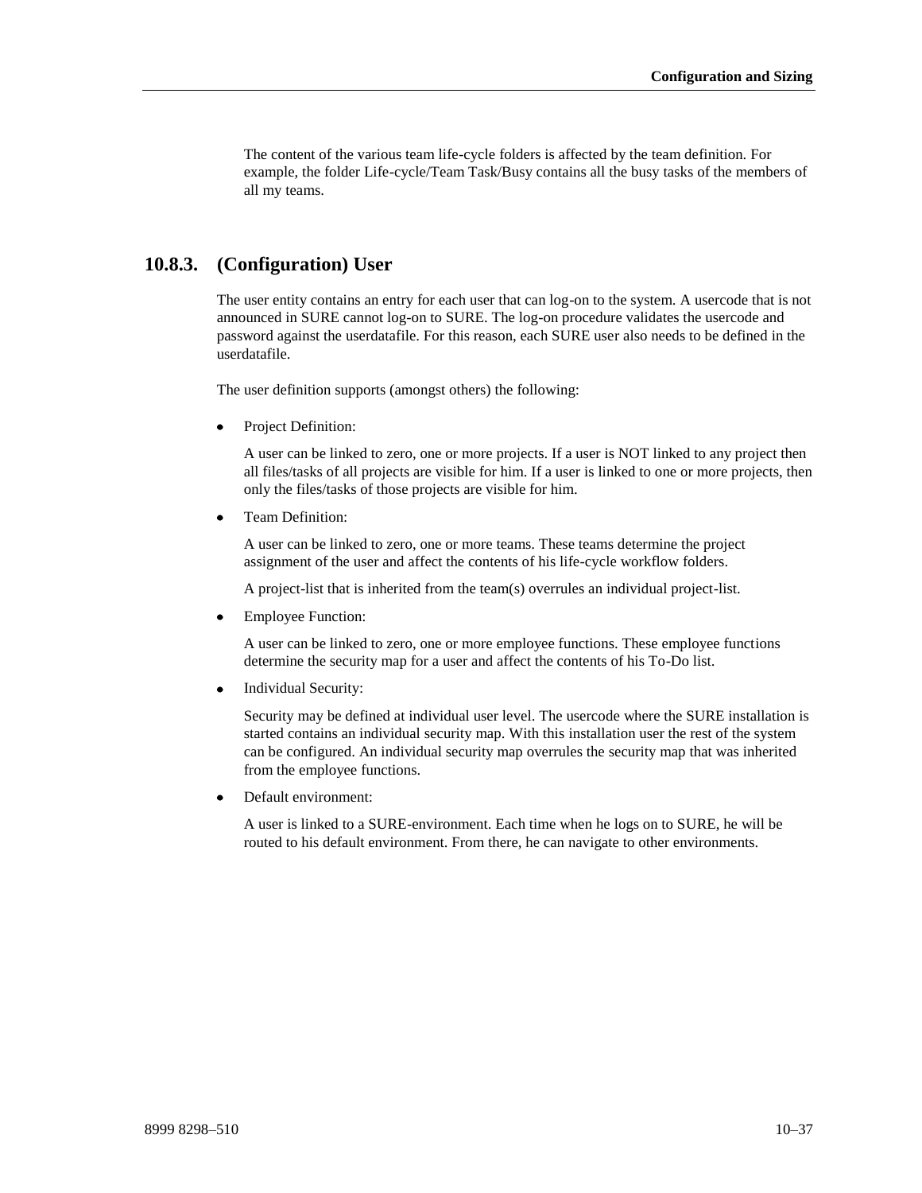The content of the various team life-cycle folders is affected by the team definition. For example, the folder Life-cycle/Team Task/Busy contains all the busy tasks of the members of all my teams.

### 10.8.3. (Configuration) User

The user entity contains an entry for each user that can log-on to the system. A usercode that is not announced in SURE cannot log-on to SURE. The log-on procedure validates the usercode and password against the userdatafile. For this reason, each SURE user also needs to be defined in the userdatafile.

The user definition supports (amongst others) the following:

- Project Definition:

  A user can be linked to zero, one or more projects. If a user is NOT linked to any project then all files/tasks of all projects are visible for him. If a user is linked to one or more projects, then only the files/tasks of those projects are visible for him.

- Team Definition:

  A user can be linked to zero, one or more teams. These teams determine the project assignment of the user and affect the contents of his life-cycle workflow folders.

  A project-list that is inherited from the team(s) overrules an individual project-list.

- Employee Function:

  A user can be linked to zero, one or more employee functions. These employee functions determine the security map for a user and affect the contents of his To-Do list.

- Individual Security:

  Security may be defined at individual user level. The usercode where the SURE installation is started contains an individual security map. With this installation user the rest of the system can be configured. An individual security map overrules the security map that was inherited from the employee functions.

- Default environment:

  A user is linked to a SURE-environment. Each time when he logs on to SURE, he will be routed to his default environment. From there, he can navigate to other environments.